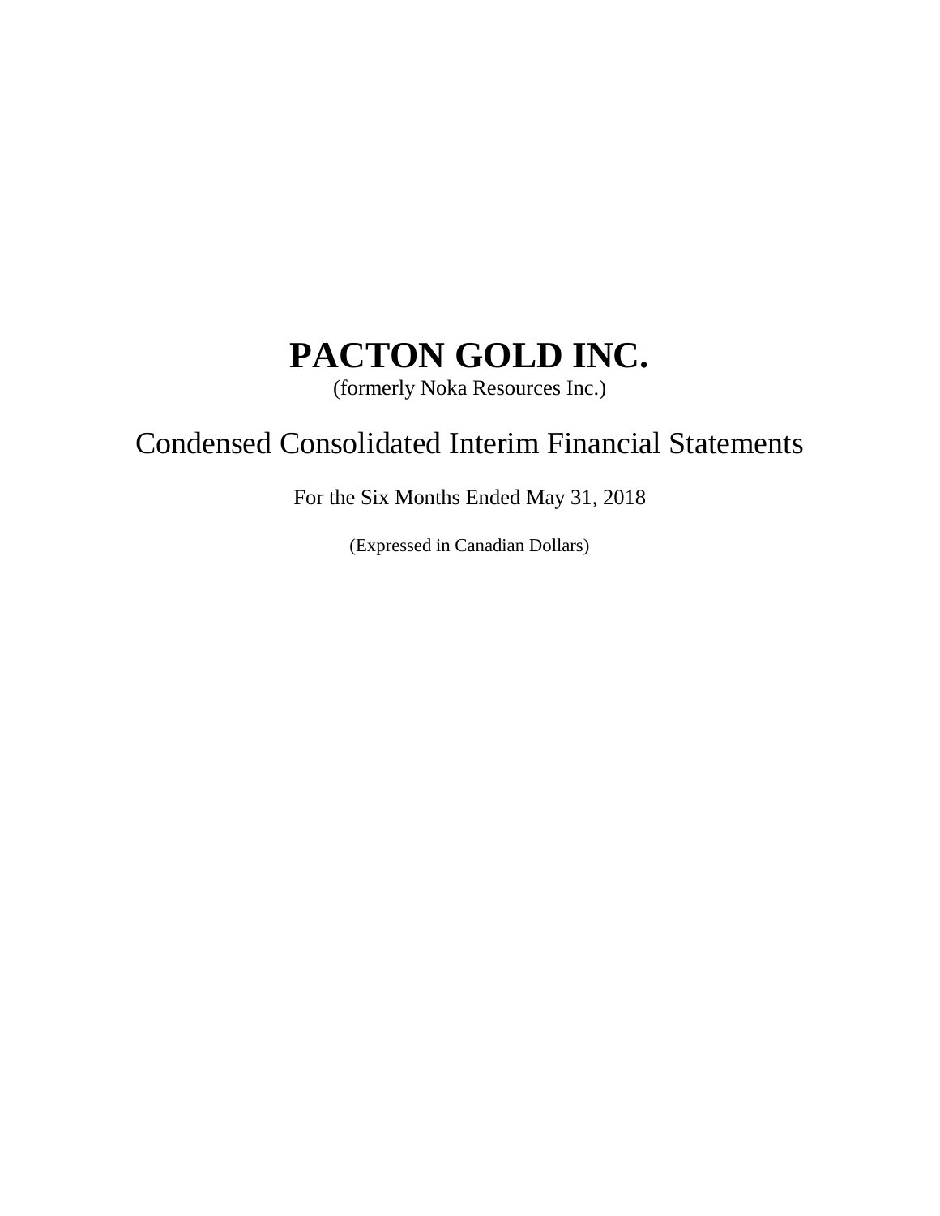# PACTON GOLD INC.

(formerly Noka Resources Inc.)

## Condensed Consolidated Interim Financial Statements

For the Six Months Ended May 31, 2018

(Expressed in Canadian Dollars)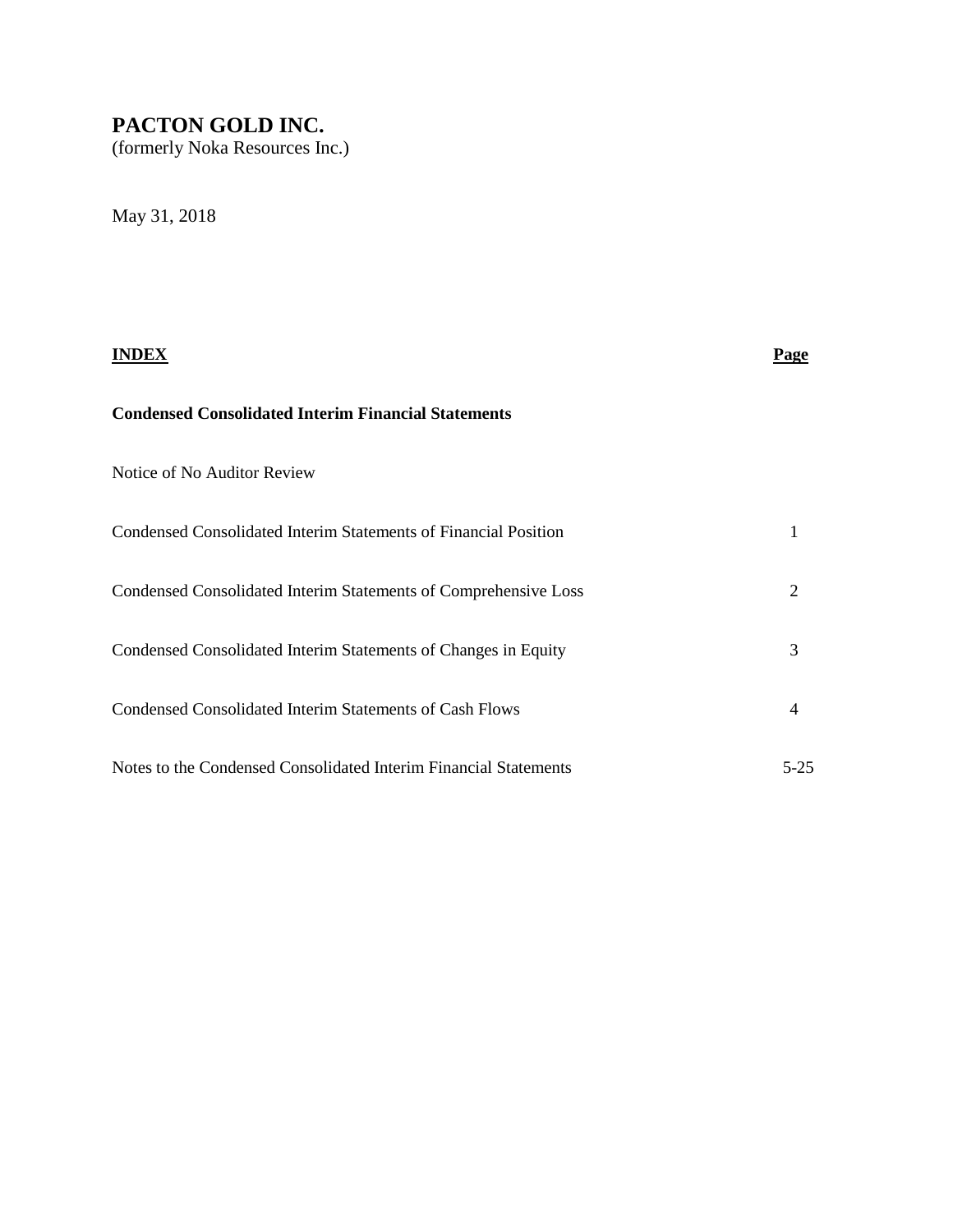# PACTON GOLD INC.

(formerly Noka Resources Inc.)

May 31, 2018

| **INDEX** | **Page** |
|---|---|
| **Condensed Consolidated Interim Financial Statements** | |
| Notice of No Auditor Review | |
| Condensed Consolidated Interim Statements of Financial Position | 1 |
| Condensed Consolidated Interim Statements of Comprehensive Loss | 2 |
| Condensed Consolidated Interim Statements of Changes in Equity | 3 |
| Condensed Consolidated Interim Statements of Cash Flows | 4 |
| Notes to the Condensed Consolidated Interim Financial Statements | 5-25 |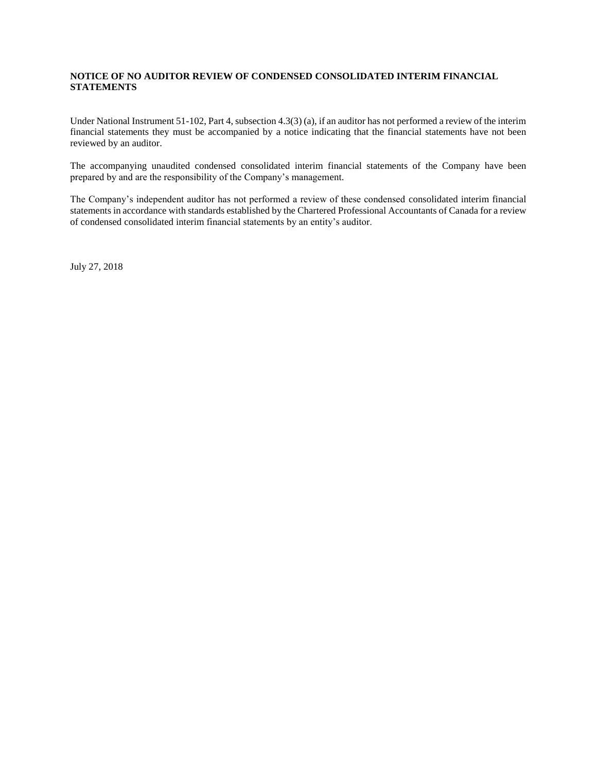**NOTICE OF NO AUDITOR REVIEW OF CONDENSED CONSOLIDATED INTERIM FINANCIAL STATEMENTS**

Under National Instrument 51-102, Part 4, subsection 4.3(3) (a), if an auditor has not performed a review of the interim financial statements they must be accompanied by a notice indicating that the financial statements have not been reviewed by an auditor.

The accompanying unaudited condensed consolidated interim financial statements of the Company have been prepared by and are the responsibility of the Company's management.

The Company's independent auditor has not performed a review of these condensed consolidated interim financial statements in accordance with standards established by the Chartered Professional Accountants of Canada for a review of condensed consolidated interim financial statements by an entity's auditor.

July 27, 2018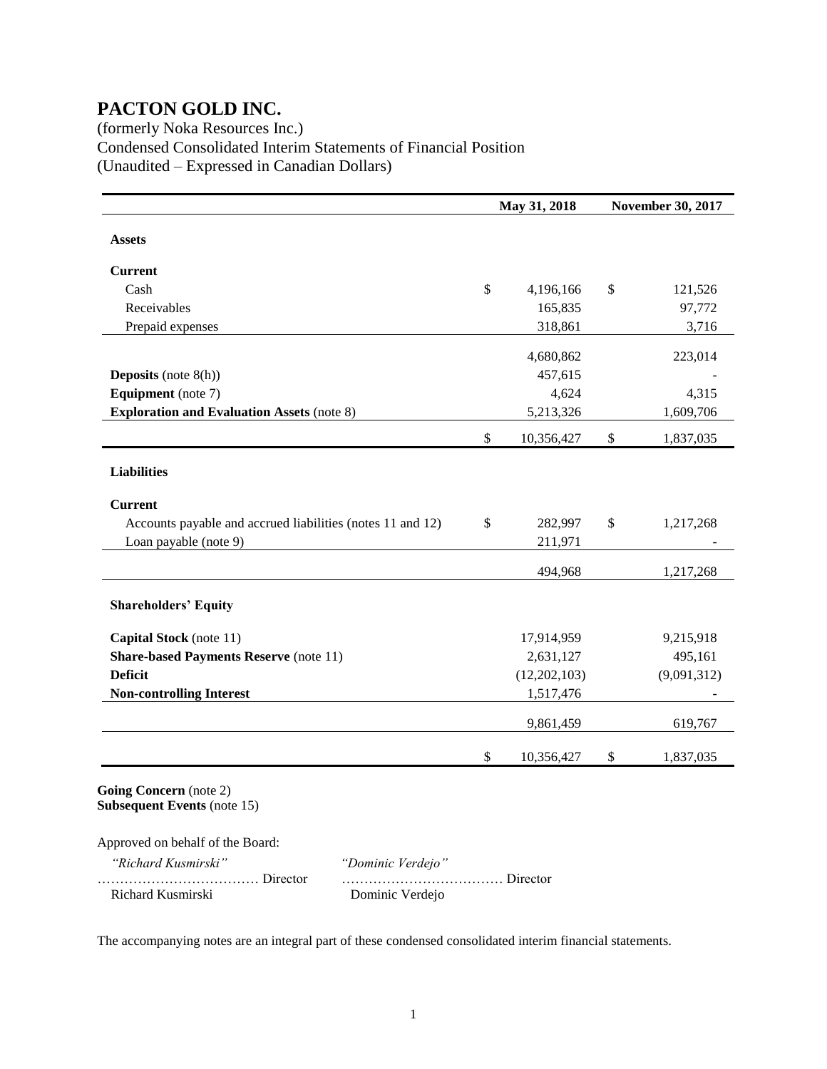# PACTON GOLD INC.

(formerly Noka Resources Inc.)
Condensed Consolidated Interim Statements of Financial Position
(Unaudited – Expressed in Canadian Dollars)

| | May 31, 2018 | November 30, 2017 |
|---|---|---|
| **Assets** | | |
| **Current** | | |
| Cash | $ 4,196,166 | $ 121,526 |
| Receivables | 165,835 | 97,772 |
| Prepaid expenses | 318,861 | 3,716 |
| | 4,680,862 | 223,014 |
| **Deposits** (note 8(h)) | 457,615 | - |
| **Equipment** (note 7) | 4,624 | 4,315 |
| **Exploration and Evaluation Assets** (note 8) | 5,213,326 | 1,609,706 |
| | $ 10,356,427 | $ 1,837,035 |
| **Liabilities** | | |
| **Current** | | |
| Accounts payable and accrued liabilities (notes 11 and 12) | $ 282,997 | $ 1,217,268 |
| Loan payable (note 9) | 211,971 | - |
| | 494,968 | 1,217,268 |
| **Shareholders' Equity** | | |
| **Capital Stock** (note 11) | 17,914,959 | 9,215,918 |
| **Share-based Payments Reserve** (note 11) | 2,631,127 | 495,161 |
| **Deficit** | (12,202,103) | (9,091,312) |
| **Non-controlling Interest** | 1,517,476 | - |
| | 9,861,459 | 619,767 |
| | $ 10,356,427 | $ 1,837,035 |

**Going Concern** (note 2)
**Subsequent Events** (note 15)

Approved on behalf of the Board:

| *"Richard Kusmirski"* | *"Dominic Verdejo"* |
|---|---|
| ……………………………… Director | ……………………………… Director |
| Richard Kusmirski | Dominic Verdejo |

The accompanying notes are an integral part of these condensed consolidated interim financial statements.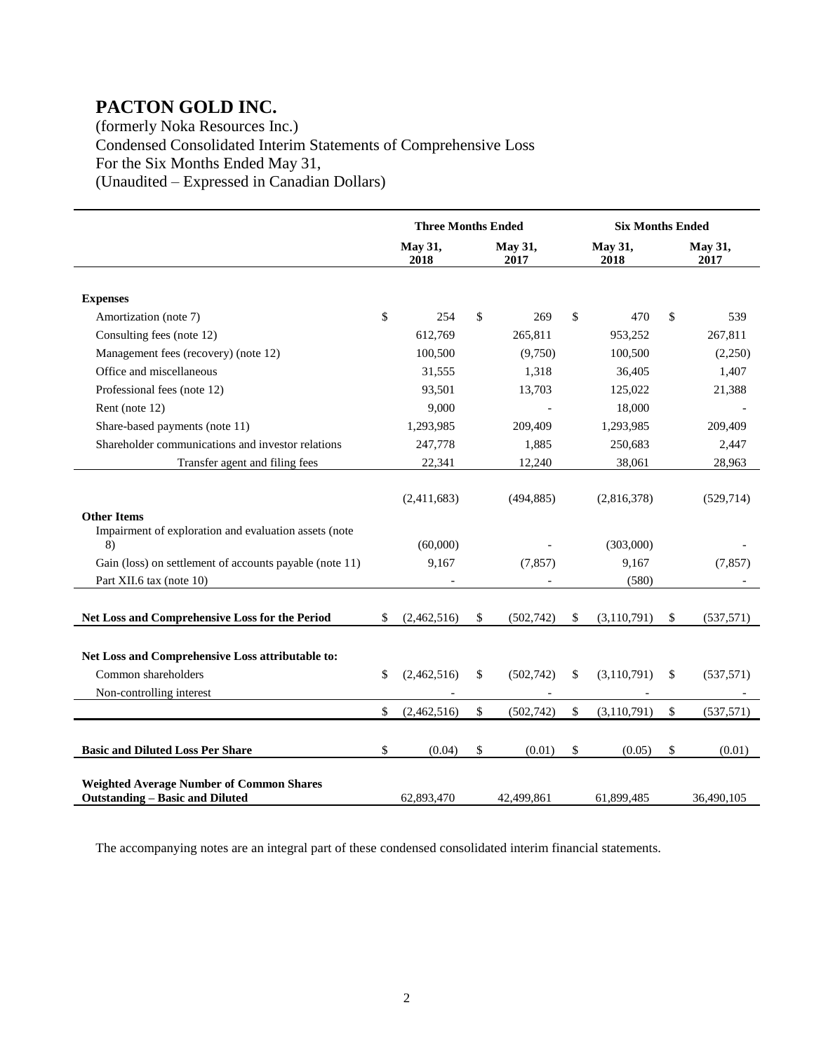# PACTON GOLD INC.

(formerly Noka Resources Inc.)
Condensed Consolidated Interim Statements of Comprehensive Loss
For the Six Months Ended May 31,
(Unaudited – Expressed in Canadian Dollars)

| | Three Months Ended | | Six Months Ended | |
|---|---|---|---|---|
| | May 31, 2018 | May 31, 2017 | May 31, 2018 | May 31, 2017 |
| **Expenses** | | | | |
| Amortization (note 7) | $ 254 | $ 269 | $ 470 | $ 539 |
| Consulting fees (note 12) | 612,769 | 265,811 | 953,252 | 267,811 |
| Management fees (recovery) (note 12) | 100,500 | (9,750) | 100,500 | (2,250) |
| Office and miscellaneous | 31,555 | 1,318 | 36,405 | 1,407 |
| Professional fees (note 12) | 93,501 | 13,703 | 125,022 | 21,388 |
| Rent (note 12) | 9,000 | - | 18,000 | - |
| Share-based payments (note 11) | 1,293,985 | 209,409 | 1,293,985 | 209,409 |
| Shareholder communications and investor relations | 247,778 | 1,885 | 250,683 | 2,447 |
| Transfer agent and filing fees | 22,341 | 12,240 | 38,061 | 28,963 |
| | (2,411,683) | (494,885) | (2,816,378) | (529,714) |
| **Other Items** | | | | |
| Impairment of exploration and evaluation assets (note 8) | (60,000) | - | (303,000) | - |
| Gain (loss) on settlement of accounts payable (note 11) | 9,167 | (7,857) | 9,167 | (7,857) |
| Part XII.6 tax (note 10) | - | - | (580) | - |
| **Net Loss and Comprehensive Loss for the Period** | $ (2,462,516) | $ (502,742) | $ (3,110,791) | $ (537,571) |
| **Net Loss and Comprehensive Loss attributable to:** | | | | |
| Common shareholders | $ (2,462,516) | $ (502,742) | $ (3,110,791) | $ (537,571) |
| Non-controlling interest | - | - | - | - |
| | $ (2,462,516) | $ (502,742) | $ (3,110,791) | $ (537,571) |
| **Basic and Diluted Loss Per Share** | $ (0.04) | $ (0.01) | $ (0.05) | $ (0.01) |
| **Weighted Average Number of Common Shares Outstanding – Basic and Diluted** | 62,893,470 | 42,499,861 | 61,899,485 | 36,490,105 |

The accompanying notes are an integral part of these condensed consolidated interim financial statements.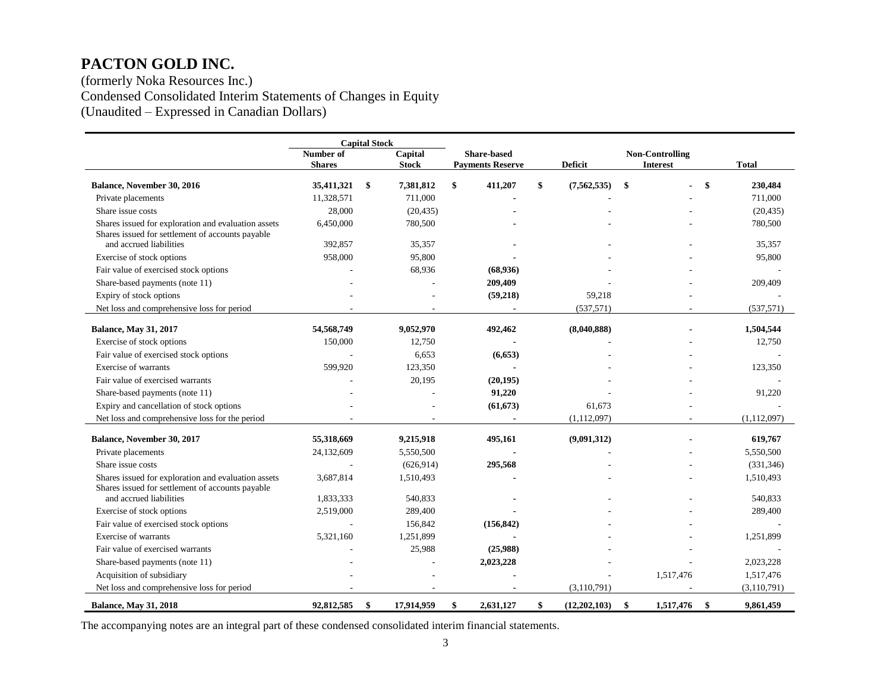# PACTON GOLD INC.

(formerly Noka Resources Inc.)
Condensed Consolidated Interim Statements of Changes in Equity
(Unaudited – Expressed in Canadian Dollars)

| | Capital Stock | | | | | |
|---|---|---|---|---|---|---|
| | Number of Shares | Capital Stock | Share-based Payments Reserve | Deficit | Non-Controlling Interest | Total |
| **Balance, November 30, 2016** | **35,411,321** | **$ 7,381,812** | **$ 411,207** | **$ (7,562,535)** | **$ -** | **$ 230,484** |
| Private placements | 11,328,571 | 711,000 | - | - | - | 711,000 |
| Share issue costs | 28,000 | (20,435) | - | - | - | (20,435) |
| Shares issued for exploration and evaluation assets | 6,450,000 | 780,500 | - | - | - | 780,500 |
| Shares issued for settlement of accounts payable and accrued liabilities | 392,857 | 35,357 | - | - | - | 35,357 |
| Exercise of stock options | 958,000 | 95,800 | - | - | - | 95,800 |
| Fair value of exercised stock options | - | 68,936 | **(68,936)** | - | - | - |
| Share-based payments (note 11) | - | - | **209,409** | - | - | 209,409 |
| Expiry of stock options | - | - | **(59,218)** | 59,218 | - | - |
| Net loss and comprehensive loss for period | - | - | - | (537,571) | - | (537,571) |
| **Balance, May 31, 2017** | **54,568,749** | **9,052,970** | **492,462** | **(8,040,888)** | **-** | **1,504,544** |
| Exercise of stock options | 150,000 | 12,750 | - | - | - | 12,750 |
| Fair value of exercised stock options | - | 6,653 | **(6,653)** | - | - | - |
| Exercise of warrants | 599,920 | 123,350 | - | - | - | 123,350 |
| Fair value of exercised warrants | - | 20,195 | **(20,195)** | - | - | - |
| Share-based payments (note 11) | - | - | **91,220** | - | - | 91,220 |
| Expiry and cancellation of stock options | - | - | **(61,673)** | 61,673 | - | - |
| Net loss and comprehensive loss for the period | - | - | - | (1,112,097) | - | (1,112,097) |
| **Balance, November 30, 2017** | **55,318,669** | **9,215,918** | **495,161** | **(9,091,312)** | **-** | **619,767** |
| Private placements | 24,132,609 | 5,550,500 | - | - | - | 5,550,500 |
| Share issue costs | - | (626,914) | **295,568** | - | - | (331,346) |
| Shares issued for exploration and evaluation assets | 3,687,814 | 1,510,493 | - | - | - | 1,510,493 |
| Shares issued for settlement of accounts payable and accrued liabilities | 1,833,333 | 540,833 | - | - | - | 540,833 |
| Exercise of stock options | 2,519,000 | 289,400 | - | - | - | 289,400 |
| Fair value of exercised stock options | - | 156,842 | **(156,842)** | - | - | - |
| Exercise of warrants | 5,321,160 | 1,251,899 | - | - | - | 1,251,899 |
| Fair value of exercised warrants | - | 25,988 | **(25,988)** | - | - | - |
| Share-based payments (note 11) | - | - | **2,023,228** | - | - | 2,023,228 |
| Acquisition of subsidiary | - | - | - | - | 1,517,476 | 1,517,476 |
| Net loss and comprehensive loss for period | - | - | - | (3,110,791) | - | (3,110,791) |
| **Balance, May 31, 2018** | **92,812,585** | **$ 17,914,959** | **$ 2,631,127** | **$ (12,202,103)** | **$ 1,517,476** | **$ 9,861,459** |

The accompanying notes are an integral part of these condensed consolidated interim financial statements.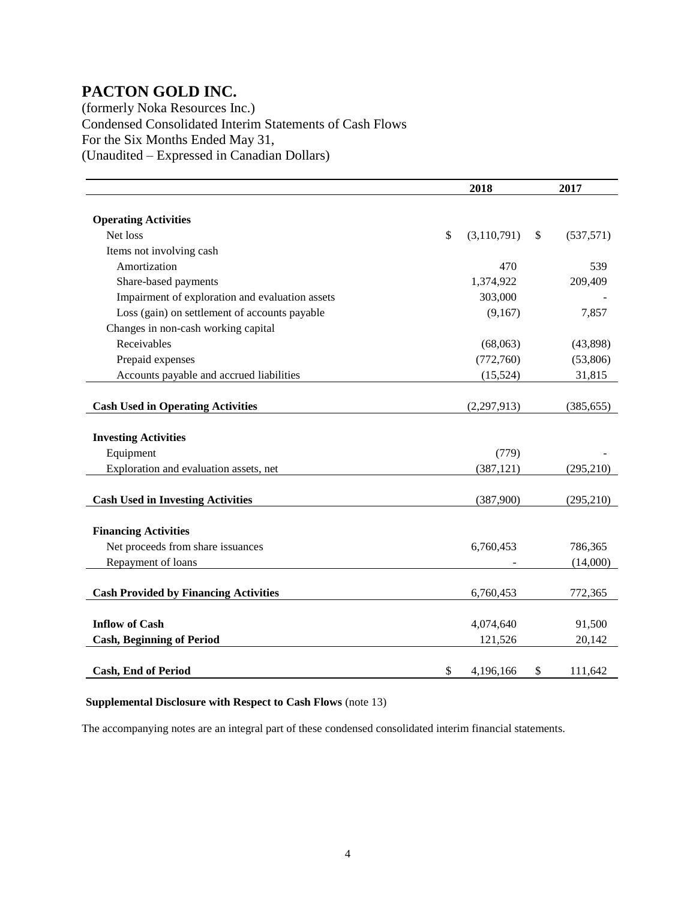# PACTON GOLD INC.

(formerly Noka Resources Inc.)
Condensed Consolidated Interim Statements of Cash Flows
For the Six Months Ended May 31,
(Unaudited – Expressed in Canadian Dollars)

| | 2018 | 2017 |
|---|---|---|
| **Operating Activities** | | |
| Net loss | $ (3,110,791) | $ (537,571) |
| Items not involving cash | | |
| Amortization | 470 | 539 |
| Share-based payments | 1,374,922 | 209,409 |
| Impairment of exploration and evaluation assets | 303,000 | - |
| Loss (gain) on settlement of accounts payable | (9,167) | 7,857 |
| Changes in non-cash working capital | | |
| Receivables | (68,063) | (43,898) |
| Prepaid expenses | (772,760) | (53,806) |
| Accounts payable and accrued liabilities | (15,524) | 31,815 |
| **Cash Used in Operating Activities** | (2,297,913) | (385,655) |
| **Investing Activities** | | |
| Equipment | (779) | - |
| Exploration and evaluation assets, net | (387,121) | (295,210) |
| **Cash Used in Investing Activities** | (387,900) | (295,210) |
| **Financing Activities** | | |
| Net proceeds from share issuances | 6,760,453 | 786,365 |
| Repayment of loans | - | (14,000) |
| **Cash Provided by Financing Activities** | 6,760,453 | 772,365 |
| **Inflow of Cash** | 4,074,640 | 91,500 |
| **Cash, Beginning of Period** | 121,526 | 20,142 |
| **Cash, End of Period** | $ 4,196,166 | $ 111,642 |

**Supplemental Disclosure with Respect to Cash Flows** (note 13)

The accompanying notes are an integral part of these condensed consolidated interim financial statements.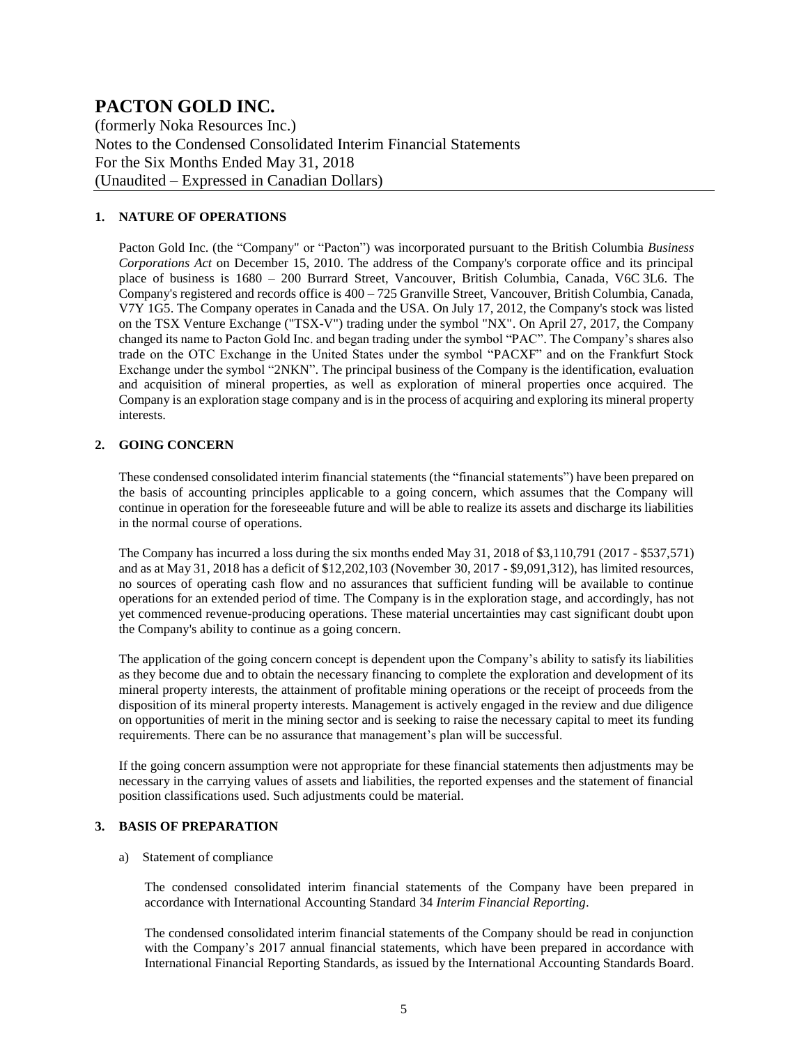# PACTON GOLD INC.

(formerly Noka Resources Inc.)
Notes to the Condensed Consolidated Interim Financial Statements
For the Six Months Ended May 31, 2018
(Unaudited – Expressed in Canadian Dollars)

## 1. NATURE OF OPERATIONS

Pacton Gold Inc. (the "Company" or "Pacton") was incorporated pursuant to the British Columbia *Business Corporations Act* on December 15, 2010. The address of the Company's corporate office and its principal place of business is 1680 – 200 Burrard Street, Vancouver, British Columbia, Canada, V6C 3L6. The Company's registered and records office is 400 – 725 Granville Street, Vancouver, British Columbia, Canada, V7Y 1G5. The Company operates in Canada and the USA. On July 17, 2012, the Company's stock was listed on the TSX Venture Exchange ("TSX-V") trading under the symbol "NX". On April 27, 2017, the Company changed its name to Pacton Gold Inc. and began trading under the symbol "PAC". The Company's shares also trade on the OTC Exchange in the United States under the symbol "PACXF" and on the Frankfurt Stock Exchange under the symbol "2NKN". The principal business of the Company is the identification, evaluation and acquisition of mineral properties, as well as exploration of mineral properties once acquired. The Company is an exploration stage company and is in the process of acquiring and exploring its mineral property interests.

## 2. GOING CONCERN

These condensed consolidated interim financial statements (the "financial statements") have been prepared on the basis of accounting principles applicable to a going concern, which assumes that the Company will continue in operation for the foreseeable future and will be able to realize its assets and discharge its liabilities in the normal course of operations.

The Company has incurred a loss during the six months ended May 31, 2018 of $3,110,791 (2017 - $537,571) and as at May 31, 2018 has a deficit of $12,202,103 (November 30, 2017 - $9,091,312), has limited resources, no sources of operating cash flow and no assurances that sufficient funding will be available to continue operations for an extended period of time. The Company is in the exploration stage, and accordingly, has not yet commenced revenue-producing operations. These material uncertainties may cast significant doubt upon the Company's ability to continue as a going concern.

The application of the going concern concept is dependent upon the Company's ability to satisfy its liabilities as they become due and to obtain the necessary financing to complete the exploration and development of its mineral property interests, the attainment of profitable mining operations or the receipt of proceeds from the disposition of its mineral property interests. Management is actively engaged in the review and due diligence on opportunities of merit in the mining sector and is seeking to raise the necessary capital to meet its funding requirements. There can be no assurance that management's plan will be successful.

If the going concern assumption were not appropriate for these financial statements then adjustments may be necessary in the carrying values of assets and liabilities, the reported expenses and the statement of financial position classifications used. Such adjustments could be material.

## 3. BASIS OF PREPARATION

a) Statement of compliance

The condensed consolidated interim financial statements of the Company have been prepared in accordance with International Accounting Standard 34 *Interim Financial Reporting*.

The condensed consolidated interim financial statements of the Company should be read in conjunction with the Company's 2017 annual financial statements, which have been prepared in accordance with International Financial Reporting Standards, as issued by the International Accounting Standards Board.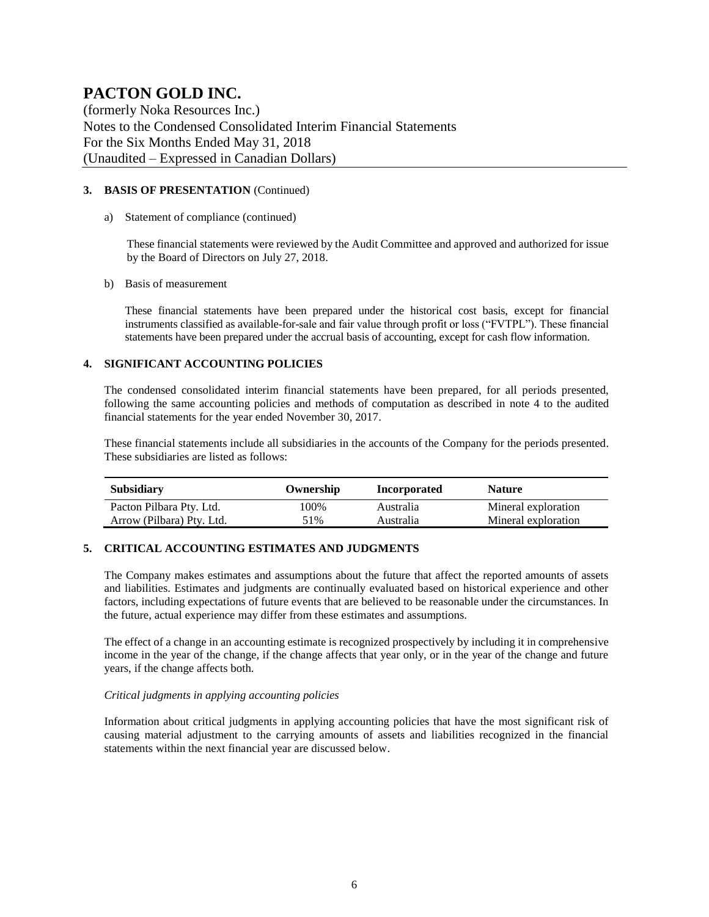# PACTON GOLD INC.

(formerly Noka Resources Inc.)
Notes to the Condensed Consolidated Interim Financial Statements
For the Six Months Ended May 31, 2018
(Unaudited – Expressed in Canadian Dollars)

## 3. BASIS OF PRESENTATION (Continued)

a) Statement of compliance (continued)

These financial statements were reviewed by the Audit Committee and approved and authorized for issue by the Board of Directors on July 27, 2018.

b) Basis of measurement

These financial statements have been prepared under the historical cost basis, except for financial instruments classified as available-for-sale and fair value through profit or loss ("FVTPL"). These financial statements have been prepared under the accrual basis of accounting, except for cash flow information.

## 4. SIGNIFICANT ACCOUNTING POLICIES

The condensed consolidated interim financial statements have been prepared, for all periods presented, following the same accounting policies and methods of computation as described in note 4 to the audited financial statements for the year ended November 30, 2017.

These financial statements include all subsidiaries in the accounts of the Company for the periods presented. These subsidiaries are listed as follows:

| Subsidiary | Ownership | Incorporated | Nature |
|---|---|---|---|
| Pacton Pilbara Pty. Ltd. | 100% | Australia | Mineral exploration |
| Arrow (Pilbara) Pty. Ltd. | 51% | Australia | Mineral exploration |

## 5. CRITICAL ACCOUNTING ESTIMATES AND JUDGMENTS

The Company makes estimates and assumptions about the future that affect the reported amounts of assets and liabilities. Estimates and judgments are continually evaluated based on historical experience and other factors, including expectations of future events that are believed to be reasonable under the circumstances. In the future, actual experience may differ from these estimates and assumptions.

The effect of a change in an accounting estimate is recognized prospectively by including it in comprehensive income in the year of the change, if the change affects that year only, or in the year of the change and future years, if the change affects both.

*Critical judgments in applying accounting policies*

Information about critical judgments in applying accounting policies that have the most significant risk of causing material adjustment to the carrying amounts of assets and liabilities recognized in the financial statements within the next financial year are discussed below.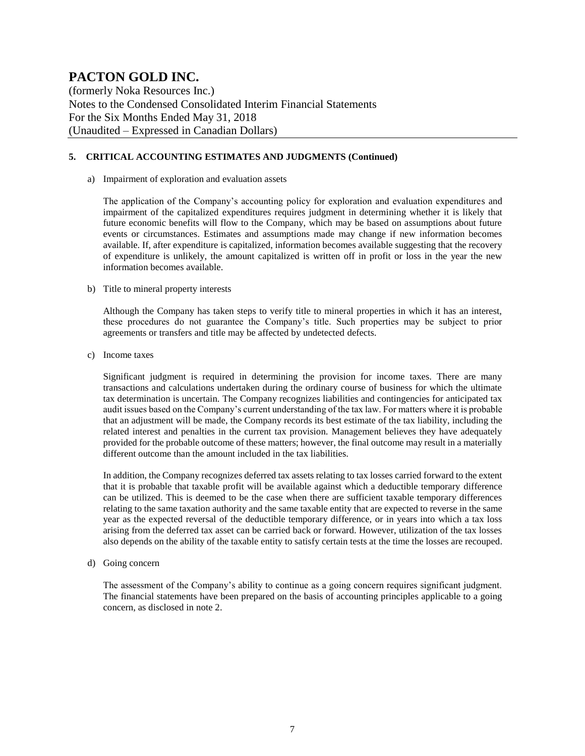# PACTON GOLD INC.

(formerly Noka Resources Inc.)
Notes to the Condensed Consolidated Interim Financial Statements
For the Six Months Ended May 31, 2018
(Unaudited – Expressed in Canadian Dollars)

## 5. CRITICAL ACCOUNTING ESTIMATES AND JUDGMENTS (Continued)

a) Impairment of exploration and evaluation assets

The application of the Company's accounting policy for exploration and evaluation expenditures and impairment of the capitalized expenditures requires judgment in determining whether it is likely that future economic benefits will flow to the Company, which may be based on assumptions about future events or circumstances. Estimates and assumptions made may change if new information becomes available. If, after expenditure is capitalized, information becomes available suggesting that the recovery of expenditure is unlikely, the amount capitalized is written off in profit or loss in the year the new information becomes available.

b) Title to mineral property interests

Although the Company has taken steps to verify title to mineral properties in which it has an interest, these procedures do not guarantee the Company's title. Such properties may be subject to prior agreements or transfers and title may be affected by undetected defects.

c) Income taxes

Significant judgment is required in determining the provision for income taxes. There are many transactions and calculations undertaken during the ordinary course of business for which the ultimate tax determination is uncertain. The Company recognizes liabilities and contingencies for anticipated tax audit issues based on the Company's current understanding of the tax law. For matters where it is probable that an adjustment will be made, the Company records its best estimate of the tax liability, including the related interest and penalties in the current tax provision. Management believes they have adequately provided for the probable outcome of these matters; however, the final outcome may result in a materially different outcome than the amount included in the tax liabilities.

In addition, the Company recognizes deferred tax assets relating to tax losses carried forward to the extent that it is probable that taxable profit will be available against which a deductible temporary difference can be utilized. This is deemed to be the case when there are sufficient taxable temporary differences relating to the same taxation authority and the same taxable entity that are expected to reverse in the same year as the expected reversal of the deductible temporary difference, or in years into which a tax loss arising from the deferred tax asset can be carried back or forward. However, utilization of the tax losses also depends on the ability of the taxable entity to satisfy certain tests at the time the losses are recouped.

d) Going concern

The assessment of the Company's ability to continue as a going concern requires significant judgment. The financial statements have been prepared on the basis of accounting principles applicable to a going concern, as disclosed in note 2.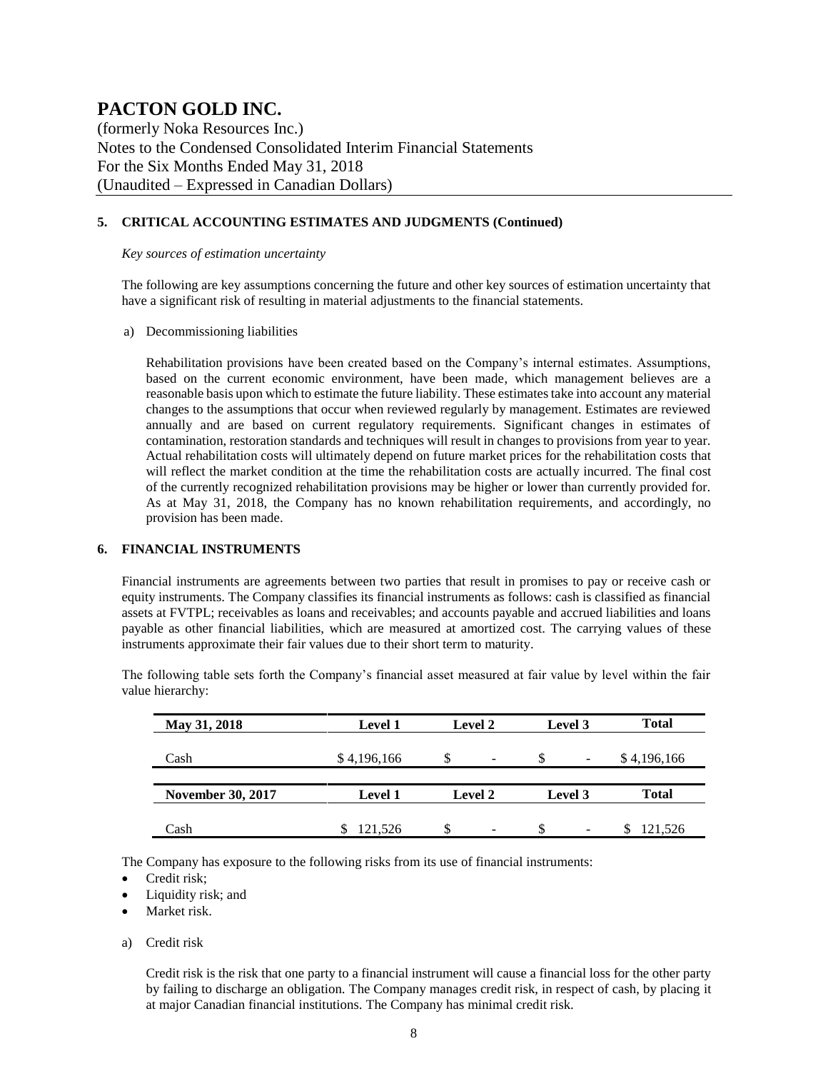## 5. CRITICAL ACCOUNTING ESTIMATES AND JUDGMENTS (Continued)

*Key sources of estimation uncertainty*

The following are key assumptions concerning the future and other key sources of estimation uncertainty that have a significant risk of resulting in material adjustments to the financial statements.

a) Decommissioning liabilities

Rehabilitation provisions have been created based on the Company's internal estimates. Assumptions, based on the current economic environment, have been made, which management believes are a reasonable basis upon which to estimate the future liability. These estimates take into account any material changes to the assumptions that occur when reviewed regularly by management. Estimates are reviewed annually and are based on current regulatory requirements. Significant changes in estimates of contamination, restoration standards and techniques will result in changes to provisions from year to year. Actual rehabilitation costs will ultimately depend on future market prices for the rehabilitation costs that will reflect the market condition at the time the rehabilitation costs are actually incurred. The final cost of the currently recognized rehabilitation provisions may be higher or lower than currently provided for. As at May 31, 2018, the Company has no known rehabilitation requirements, and accordingly, no provision has been made.

## 6. FINANCIAL INSTRUMENTS

Financial instruments are agreements between two parties that result in promises to pay or receive cash or equity instruments. The Company classifies its financial instruments as follows: cash is classified as financial assets at FVTPL; receivables as loans and receivables; and accounts payable and accrued liabilities and loans payable as other financial liabilities, which are measured at amortized cost. The carrying values of these instruments approximate their fair values due to their short term to maturity.

The following table sets forth the Company's financial asset measured at fair value by level within the fair value hierarchy:

| May 31, 2018 | Level 1 | Level 2 | Level 3 | Total |
|---|---|---|---|---|
| Cash | $ 4,196,166 | $ - | $ - | $ 4,196,166 |
| **November 30, 2017** | **Level 1** | **Level 2** | **Level 3** | **Total** |
| Cash | $ 121,526 | $ - | $ - | $ 121,526 |

The Company has exposure to the following risks from its use of financial instruments:

- Credit risk;
- Liquidity risk; and
- Market risk.

a) Credit risk

Credit risk is the risk that one party to a financial instrument will cause a financial loss for the other party by failing to discharge an obligation. The Company manages credit risk, in respect of cash, by placing it at major Canadian financial institutions. The Company has minimal credit risk.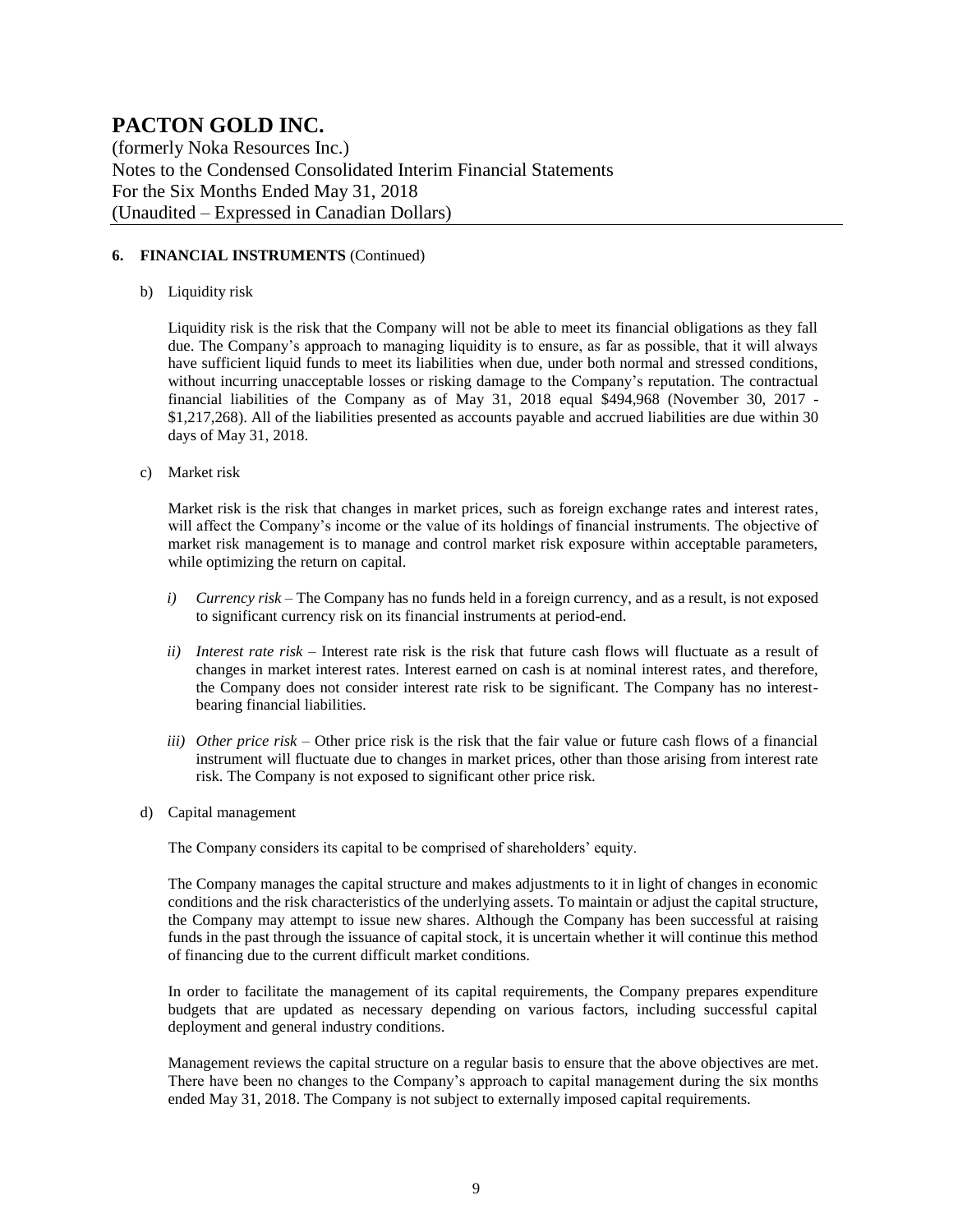# PACTON GOLD INC.

(formerly Noka Resources Inc.)
Notes to the Condensed Consolidated Interim Financial Statements
For the Six Months Ended May 31, 2018
(Unaudited – Expressed in Canadian Dollars)

## 6. FINANCIAL INSTRUMENTS (Continued)

b) Liquidity risk

Liquidity risk is the risk that the Company will not be able to meet its financial obligations as they fall due. The Company's approach to managing liquidity is to ensure, as far as possible, that it will always have sufficient liquid funds to meet its liabilities when due, under both normal and stressed conditions, without incurring unacceptable losses or risking damage to the Company's reputation. The contractual financial liabilities of the Company as of May 31, 2018 equal $494,968 (November 30, 2017 - $1,217,268). All of the liabilities presented as accounts payable and accrued liabilities are due within 30 days of May 31, 2018.

c) Market risk

Market risk is the risk that changes in market prices, such as foreign exchange rates and interest rates, will affect the Company's income or the value of its holdings of financial instruments. The objective of market risk management is to manage and control market risk exposure within acceptable parameters, while optimizing the return on capital.

*i) Currency risk* – The Company has no funds held in a foreign currency, and as a result, is not exposed to significant currency risk on its financial instruments at period-end.

*ii) Interest rate risk* – Interest rate risk is the risk that future cash flows will fluctuate as a result of changes in market interest rates. Interest earned on cash is at nominal interest rates, and therefore, the Company does not consider interest rate risk to be significant. The Company has no interest-bearing financial liabilities.

*iii) Other price risk* – Other price risk is the risk that the fair value or future cash flows of a financial instrument will fluctuate due to changes in market prices, other than those arising from interest rate risk. The Company is not exposed to significant other price risk.

d) Capital management

The Company considers its capital to be comprised of shareholders' equity.

The Company manages the capital structure and makes adjustments to it in light of changes in economic conditions and the risk characteristics of the underlying assets. To maintain or adjust the capital structure, the Company may attempt to issue new shares. Although the Company has been successful at raising funds in the past through the issuance of capital stock, it is uncertain whether it will continue this method of financing due to the current difficult market conditions.

In order to facilitate the management of its capital requirements, the Company prepares expenditure budgets that are updated as necessary depending on various factors, including successful capital deployment and general industry conditions.

Management reviews the capital structure on a regular basis to ensure that the above objectives are met. There have been no changes to the Company's approach to capital management during the six months ended May 31, 2018. The Company is not subject to externally imposed capital requirements.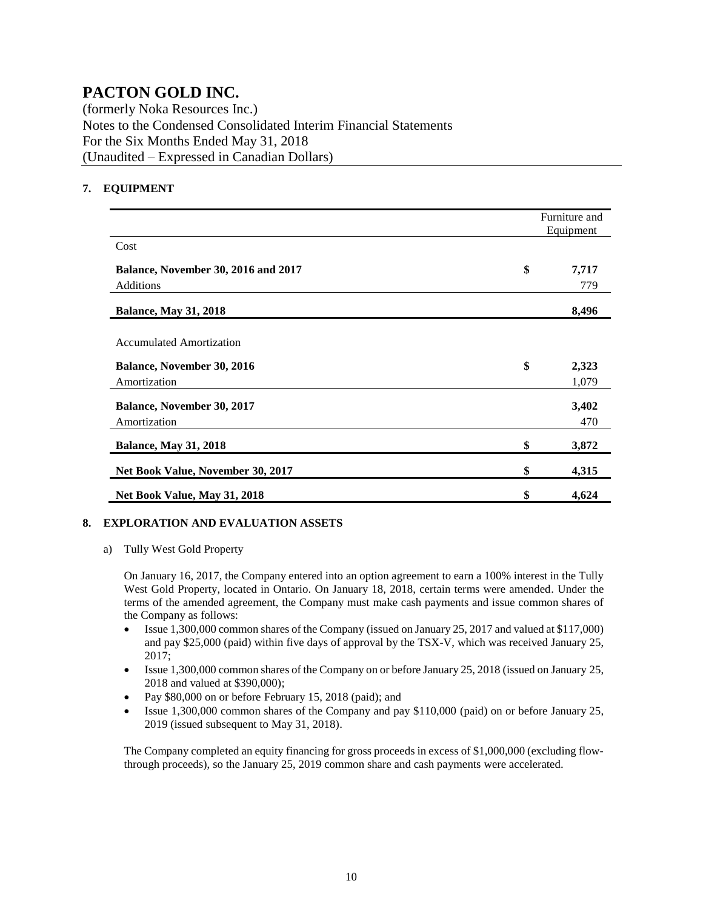# PACTON GOLD INC.

(formerly Noka Resources Inc.)
Notes to the Condensed Consolidated Interim Financial Statements
For the Six Months Ended May 31, 2018
(Unaudited – Expressed in Canadian Dollars)

## 7. EQUIPMENT

| | | Furniture and Equipment |
|---|---|---|
| Cost | | |
| **Balance, November 30, 2016 and 2017** | **$** | **7,717** |
| Additions | | 779 |
| **Balance, May 31, 2018** | | **8,496** |
| Accumulated Amortization | | |
| **Balance, November 30, 2016** | **$** | **2,323** |
| Amortization | | 1,079 |
| **Balance, November 30, 2017** | | **3,402** |
| Amortization | | 470 |
| **Balance, May 31, 2018** | **$** | **3,872** |
| **Net Book Value, November 30, 2017** | **$** | **4,315** |
| **Net Book Value, May 31, 2018** | **$** | **4,624** |

## 8. EXPLORATION AND EVALUATION ASSETS

a) Tully West Gold Property

On January 16, 2017, the Company entered into an option agreement to earn a 100% interest in the Tully West Gold Property, located in Ontario. On January 18, 2018, certain terms were amended. Under the terms of the amended agreement, the Company must make cash payments and issue common shares of the Company as follows:

- Issue 1,300,000 common shares of the Company (issued on January 25, 2017 and valued at $117,000) and pay $25,000 (paid) within five days of approval by the TSX-V, which was received January 25, 2017;
- Issue 1,300,000 common shares of the Company on or before January 25, 2018 (issued on January 25, 2018 and valued at $390,000);
- Pay $80,000 on or before February 15, 2018 (paid); and
- Issue 1,300,000 common shares of the Company and pay $110,000 (paid) on or before January 25, 2019 (issued subsequent to May 31, 2018).

The Company completed an equity financing for gross proceeds in excess of $1,000,000 (excluding flow-through proceeds), so the January 25, 2019 common share and cash payments were accelerated.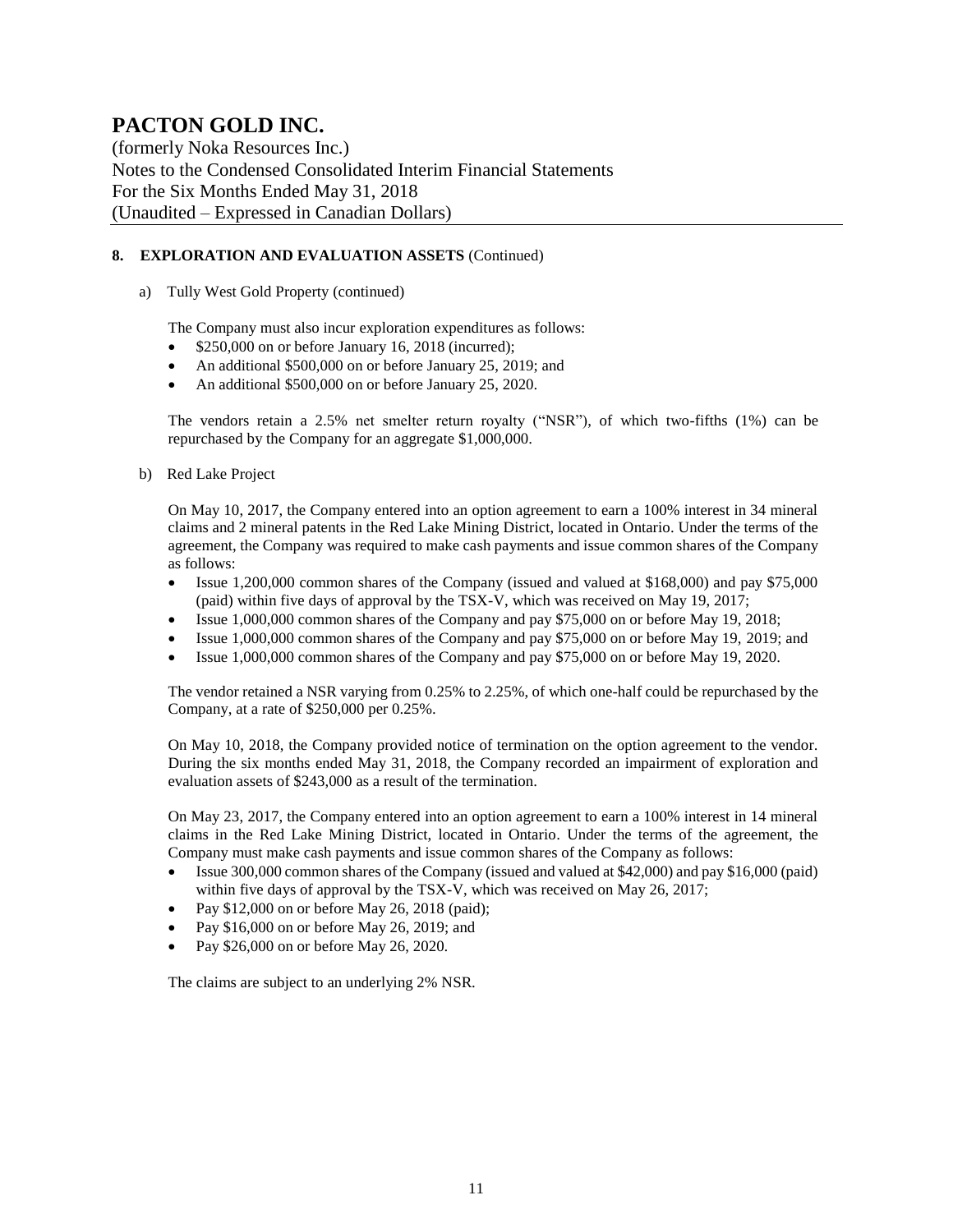**8. EXPLORATION AND EVALUATION ASSETS** (Continued)

a) Tully West Gold Property (continued)

The Company must also incur exploration expenditures as follows:

- $250,000 on or before January 16, 2018 (incurred);
- An additional $500,000 on or before January 25, 2019; and
- An additional $500,000 on or before January 25, 2020.

The vendors retain a 2.5% net smelter return royalty ("NSR"), of which two-fifths (1%) can be repurchased by the Company for an aggregate $1,000,000.

b) Red Lake Project

On May 10, 2017, the Company entered into an option agreement to earn a 100% interest in 34 mineral claims and 2 mineral patents in the Red Lake Mining District, located in Ontario. Under the terms of the agreement, the Company was required to make cash payments and issue common shares of the Company as follows:

- Issue 1,200,000 common shares of the Company (issued and valued at $168,000) and pay $75,000 (paid) within five days of approval by the TSX-V, which was received on May 19, 2017;
- Issue 1,000,000 common shares of the Company and pay $75,000 on or before May 19, 2018;
- Issue 1,000,000 common shares of the Company and pay $75,000 on or before May 19, 2019; and
- Issue 1,000,000 common shares of the Company and pay $75,000 on or before May 19, 2020.

The vendor retained a NSR varying from 0.25% to 2.25%, of which one-half could be repurchased by the Company, at a rate of $250,000 per 0.25%.

On May 10, 2018, the Company provided notice of termination on the option agreement to the vendor. During the six months ended May 31, 2018, the Company recorded an impairment of exploration and evaluation assets of $243,000 as a result of the termination.

On May 23, 2017, the Company entered into an option agreement to earn a 100% interest in 14 mineral claims in the Red Lake Mining District, located in Ontario. Under the terms of the agreement, the Company must make cash payments and issue common shares of the Company as follows:

- Issue 300,000 common shares of the Company (issued and valued at $42,000) and pay $16,000 (paid) within five days of approval by the TSX-V, which was received on May 26, 2017;
- Pay $12,000 on or before May 26, 2018 (paid);
- Pay $16,000 on or before May 26, 2019; and
- Pay $26,000 on or before May 26, 2020.

The claims are subject to an underlying 2% NSR.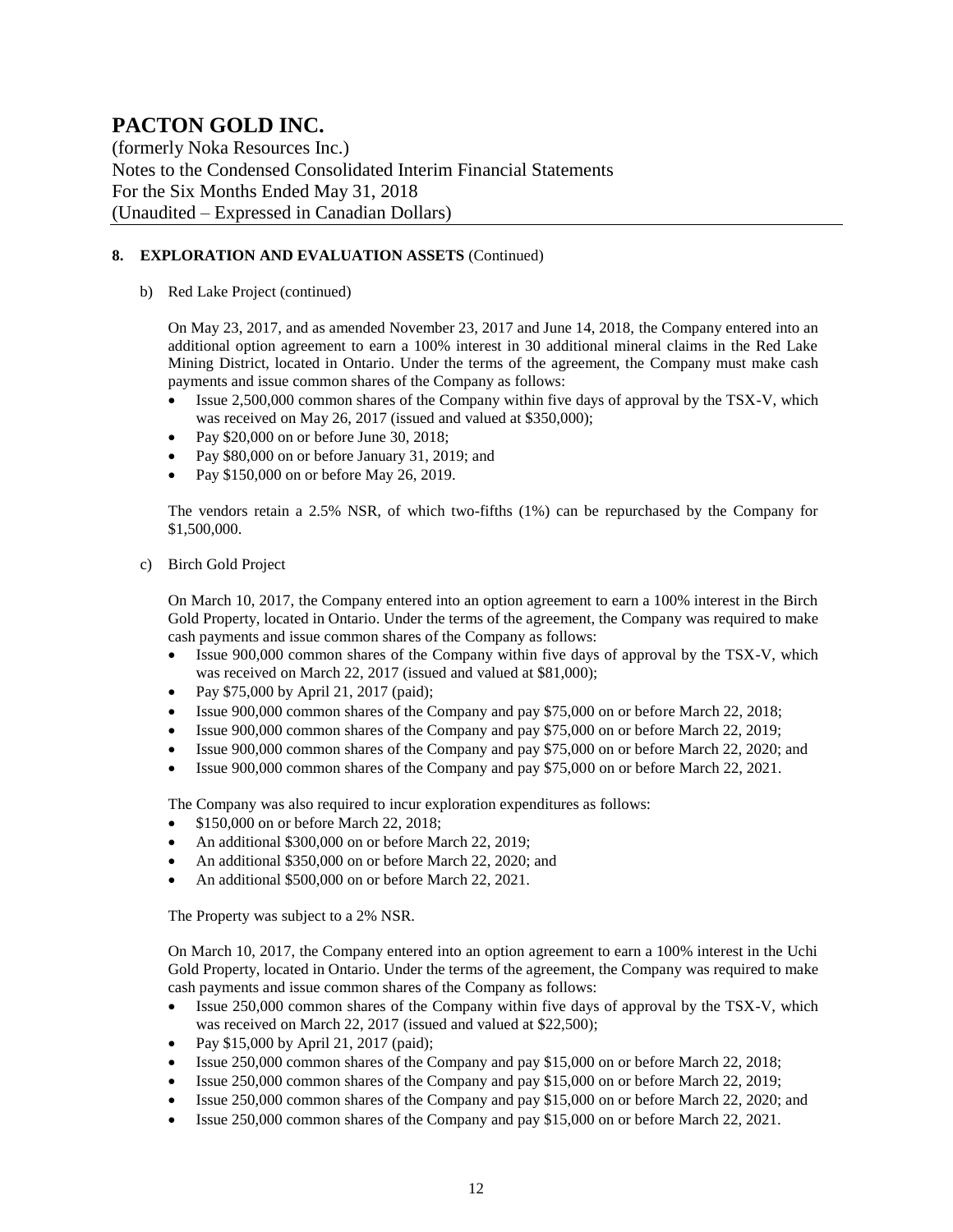## 8. EXPLORATION AND EVALUATION ASSETS (Continued)

b) Red Lake Project (continued)

On May 23, 2017, and as amended November 23, 2017 and June 14, 2018, the Company entered into an additional option agreement to earn a 100% interest in 30 additional mineral claims in the Red Lake Mining District, located in Ontario. Under the terms of the agreement, the Company must make cash payments and issue common shares of the Company as follows:

- Issue 2,500,000 common shares of the Company within five days of approval by the TSX-V, which was received on May 26, 2017 (issued and valued at $350,000);
- Pay $20,000 on or before June 30, 2018;
- Pay $80,000 on or before January 31, 2019; and
- Pay $150,000 on or before May 26, 2019.

The vendors retain a 2.5% NSR, of which two-fifths (1%) can be repurchased by the Company for $1,500,000.

c) Birch Gold Project

On March 10, 2017, the Company entered into an option agreement to earn a 100% interest in the Birch Gold Property, located in Ontario. Under the terms of the agreement, the Company was required to make cash payments and issue common shares of the Company as follows:

- Issue 900,000 common shares of the Company within five days of approval by the TSX-V, which was received on March 22, 2017 (issued and valued at $81,000);
- Pay $75,000 by April 21, 2017 (paid);
- Issue 900,000 common shares of the Company and pay $75,000 on or before March 22, 2018;
- Issue 900,000 common shares of the Company and pay $75,000 on or before March 22, 2019;
- Issue 900,000 common shares of the Company and pay $75,000 on or before March 22, 2020; and
- Issue 900,000 common shares of the Company and pay $75,000 on or before March 22, 2021.

The Company was also required to incur exploration expenditures as follows:

- $150,000 on or before March 22, 2018;
- An additional $300,000 on or before March 22, 2019;
- An additional $350,000 on or before March 22, 2020; and
- An additional $500,000 on or before March 22, 2021.

The Property was subject to a 2% NSR.

On March 10, 2017, the Company entered into an option agreement to earn a 100% interest in the Uchi Gold Property, located in Ontario. Under the terms of the agreement, the Company was required to make cash payments and issue common shares of the Company as follows:

- Issue 250,000 common shares of the Company within five days of approval by the TSX-V, which was received on March 22, 2017 (issued and valued at $22,500);
- Pay $15,000 by April 21, 2017 (paid);
- Issue 250,000 common shares of the Company and pay $15,000 on or before March 22, 2018;
- Issue 250,000 common shares of the Company and pay $15,000 on or before March 22, 2019;
- Issue 250,000 common shares of the Company and pay $15,000 on or before March 22, 2020; and
- Issue 250,000 common shares of the Company and pay $15,000 on or before March 22, 2021.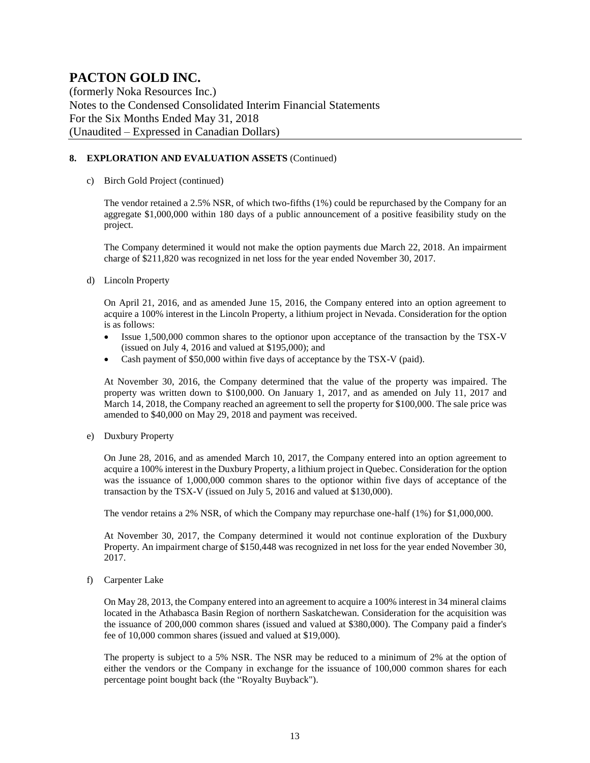## 8. EXPLORATION AND EVALUATION ASSETS (Continued)

c) Birch Gold Project (continued)

The vendor retained a 2.5% NSR, of which two-fifths (1%) could be repurchased by the Company for an aggregate $1,000,000 within 180 days of a public announcement of a positive feasibility study on the project.

The Company determined it would not make the option payments due March 22, 2018. An impairment charge of $211,820 was recognized in net loss for the year ended November 30, 2017.

d) Lincoln Property

On April 21, 2016, and as amended June 15, 2016, the Company entered into an option agreement to acquire a 100% interest in the Lincoln Property, a lithium project in Nevada. Consideration for the option is as follows:

- Issue 1,500,000 common shares to the optionor upon acceptance of the transaction by the TSX-V (issued on July 4, 2016 and valued at $195,000); and
- Cash payment of $50,000 within five days of acceptance by the TSX-V (paid).

At November 30, 2016, the Company determined that the value of the property was impaired. The property was written down to $100,000. On January 1, 2017, and as amended on July 11, 2017 and March 14, 2018, the Company reached an agreement to sell the property for $100,000. The sale price was amended to $40,000 on May 29, 2018 and payment was received.

e) Duxbury Property

On June 28, 2016, and as amended March 10, 2017, the Company entered into an option agreement to acquire a 100% interest in the Duxbury Property, a lithium project in Quebec. Consideration for the option was the issuance of 1,000,000 common shares to the optionor within five days of acceptance of the transaction by the TSX-V (issued on July 5, 2016 and valued at $130,000).

The vendor retains a 2% NSR, of which the Company may repurchase one-half (1%) for $1,000,000.

At November 30, 2017, the Company determined it would not continue exploration of the Duxbury Property. An impairment charge of $150,448 was recognized in net loss for the year ended November 30, 2017.

f) Carpenter Lake

On May 28, 2013, the Company entered into an agreement to acquire a 100% interest in 34 mineral claims located in the Athabasca Basin Region of northern Saskatchewan. Consideration for the acquisition was the issuance of 200,000 common shares (issued and valued at $380,000). The Company paid a finder's fee of 10,000 common shares (issued and valued at $19,000).

The property is subject to a 5% NSR. The NSR may be reduced to a minimum of 2% at the option of either the vendors or the Company in exchange for the issuance of 100,000 common shares for each percentage point bought back (the "Royalty Buyback").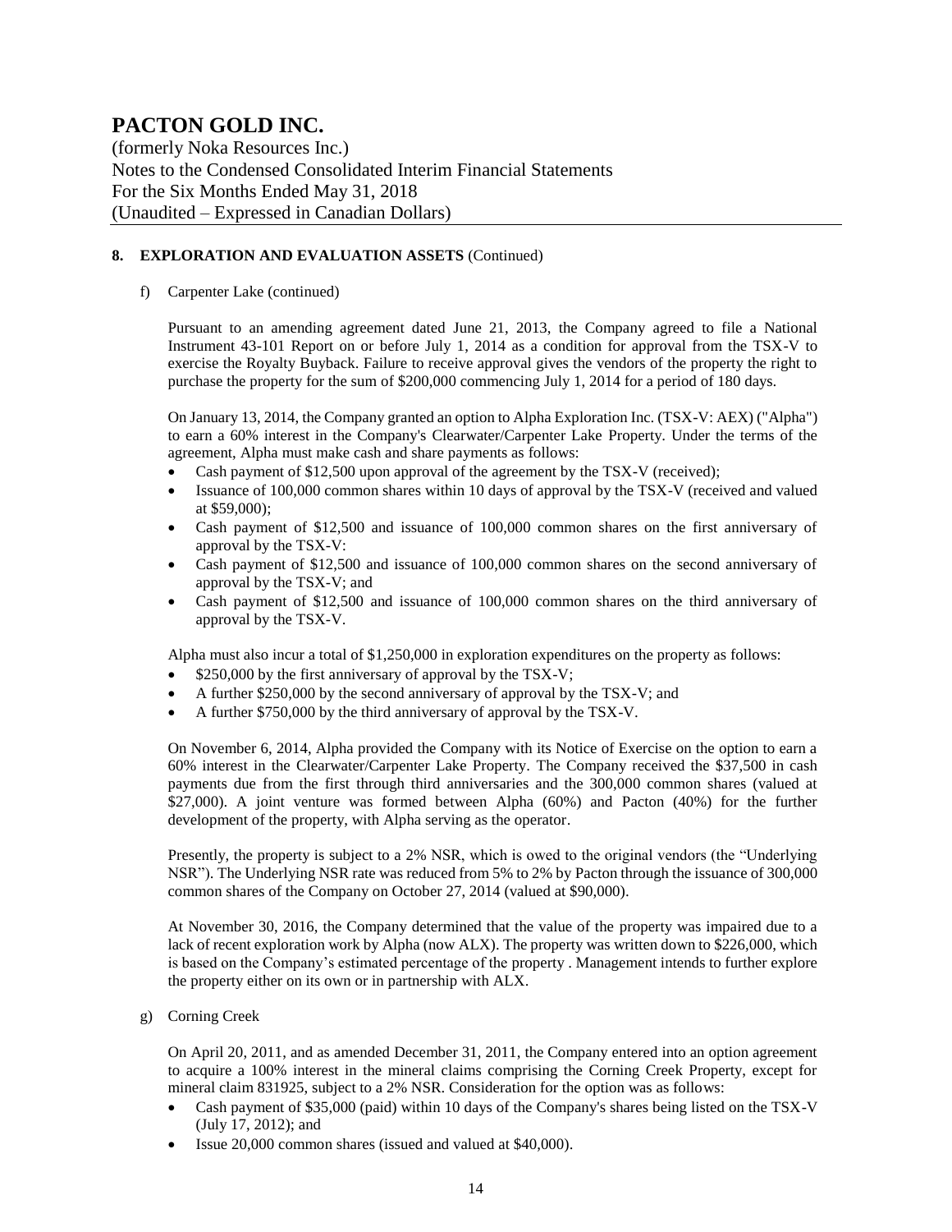## 8. EXPLORATION AND EVALUATION ASSETS (Continued)

f) Carpenter Lake (continued)

Pursuant to an amending agreement dated June 21, 2013, the Company agreed to file a National Instrument 43-101 Report on or before July 1, 2014 as a condition for approval from the TSX-V to exercise the Royalty Buyback. Failure to receive approval gives the vendors of the property the right to purchase the property for the sum of $200,000 commencing July 1, 2014 for a period of 180 days.

On January 13, 2014, the Company granted an option to Alpha Exploration Inc. (TSX-V: AEX) ("Alpha") to earn a 60% interest in the Company's Clearwater/Carpenter Lake Property. Under the terms of the agreement, Alpha must make cash and share payments as follows:

- Cash payment of $12,500 upon approval of the agreement by the TSX-V (received);
- Issuance of 100,000 common shares within 10 days of approval by the TSX-V (received and valued at $59,000);
- Cash payment of $12,500 and issuance of 100,000 common shares on the first anniversary of approval by the TSX-V:
- Cash payment of $12,500 and issuance of 100,000 common shares on the second anniversary of approval by the TSX-V; and
- Cash payment of $12,500 and issuance of 100,000 common shares on the third anniversary of approval by the TSX-V.

Alpha must also incur a total of $1,250,000 in exploration expenditures on the property as follows:

- $250,000 by the first anniversary of approval by the TSX-V;
- A further $250,000 by the second anniversary of approval by the TSX-V; and
- A further $750,000 by the third anniversary of approval by the TSX-V.

On November 6, 2014, Alpha provided the Company with its Notice of Exercise on the option to earn a 60% interest in the Clearwater/Carpenter Lake Property. The Company received the $37,500 in cash payments due from the first through third anniversaries and the 300,000 common shares (valued at $27,000). A joint venture was formed between Alpha (60%) and Pacton (40%) for the further development of the property, with Alpha serving as the operator.

Presently, the property is subject to a 2% NSR, which is owed to the original vendors (the "Underlying NSR"). The Underlying NSR rate was reduced from 5% to 2% by Pacton through the issuance of 300,000 common shares of the Company on October 27, 2014 (valued at $90,000).

At November 30, 2016, the Company determined that the value of the property was impaired due to a lack of recent exploration work by Alpha (now ALX). The property was written down to $226,000, which is based on the Company's estimated percentage of the property . Management intends to further explore the property either on its own or in partnership with ALX.

g) Corning Creek

On April 20, 2011, and as amended December 31, 2011, the Company entered into an option agreement to acquire a 100% interest in the mineral claims comprising the Corning Creek Property, except for mineral claim 831925, subject to a 2% NSR. Consideration for the option was as follows:

- Cash payment of $35,000 (paid) within 10 days of the Company's shares being listed on the TSX-V (July 17, 2012); and
- Issue 20,000 common shares (issued and valued at $40,000).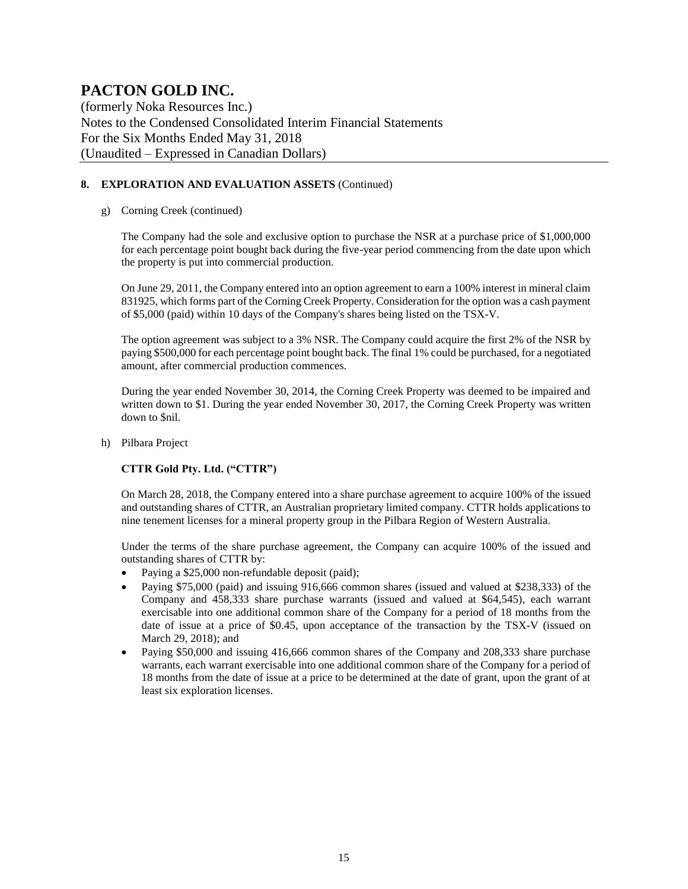## 8. EXPLORATION AND EVALUATION ASSETS (Continued)

g) Corning Creek (continued)

The Company had the sole and exclusive option to purchase the NSR at a purchase price of $1,000,000 for each percentage point bought back during the five-year period commencing from the date upon which the property is put into commercial production.

On June 29, 2011, the Company entered into an option agreement to earn a 100% interest in mineral claim 831925, which forms part of the Corning Creek Property. Consideration for the option was a cash payment of $5,000 (paid) within 10 days of the Company's shares being listed on the TSX-V.

The option agreement was subject to a 3% NSR. The Company could acquire the first 2% of the NSR by paying $500,000 for each percentage point bought back. The final 1% could be purchased, for a negotiated amount, after commercial production commences.

During the year ended November 30, 2014, the Corning Creek Property was deemed to be impaired and written down to $1. During the year ended November 30, 2017, the Corning Creek Property was written down to $nil.

h) Pilbara Project

**CTTR Gold Pty. Ltd. ("CTTR")**

On March 28, 2018, the Company entered into a share purchase agreement to acquire 100% of the issued and outstanding shares of CTTR, an Australian proprietary limited company. CTTR holds applications to nine tenement licenses for a mineral property group in the Pilbara Region of Western Australia.

Under the terms of the share purchase agreement, the Company can acquire 100% of the issued and outstanding shares of CTTR by:

- Paying a $25,000 non-refundable deposit (paid);
- Paying $75,000 (paid) and issuing 916,666 common shares (issued and valued at $238,333) of the Company and 458,333 share purchase warrants (issued and valued at $64,545), each warrant exercisable into one additional common share of the Company for a period of 18 months from the date of issue at a price of $0.45, upon acceptance of the transaction by the TSX-V (issued on March 29, 2018); and
- Paying $50,000 and issuing 416,666 common shares of the Company and 208,333 share purchase warrants, each warrant exercisable into one additional common share of the Company for a period of 18 months from the date of issue at a price to be determined at the date of grant, upon the grant of at least six exploration licenses.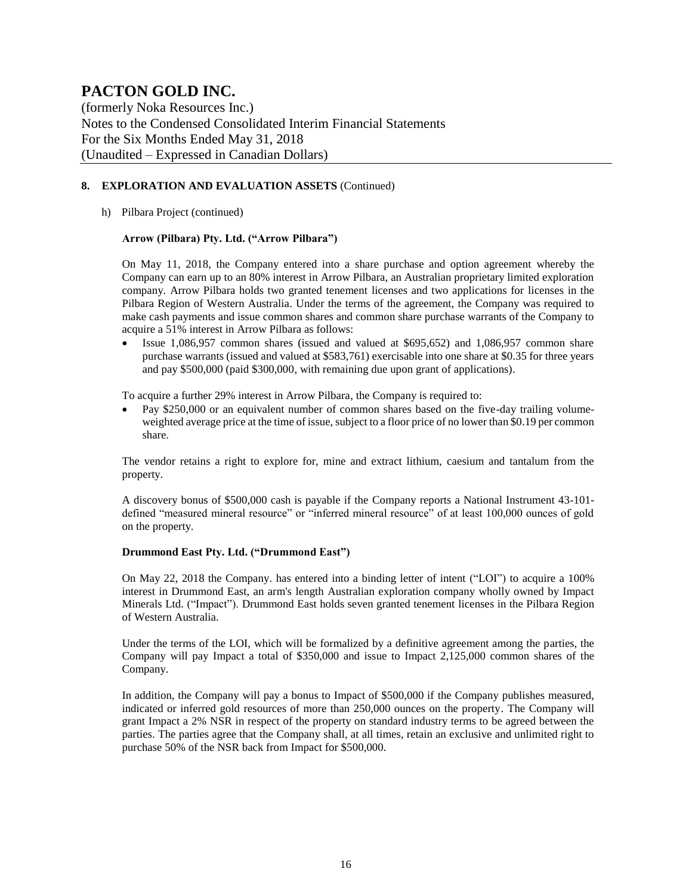## 8. EXPLORATION AND EVALUATION ASSETS (Continued)

h) Pilbara Project (continued)

**Arrow (Pilbara) Pty. Ltd. ("Arrow Pilbara")**

On May 11, 2018, the Company entered into a share purchase and option agreement whereby the Company can earn up to an 80% interest in Arrow Pilbara, an Australian proprietary limited exploration company. Arrow Pilbara holds two granted tenement licenses and two applications for licenses in the Pilbara Region of Western Australia. Under the terms of the agreement, the Company was required to make cash payments and issue common shares and common share purchase warrants of the Company to acquire a 51% interest in Arrow Pilbara as follows:

- Issue 1,086,957 common shares (issued and valued at $695,652) and 1,086,957 common share purchase warrants (issued and valued at $583,761) exercisable into one share at $0.35 for three years and pay $500,000 (paid $300,000, with remaining due upon grant of applications).

To acquire a further 29% interest in Arrow Pilbara, the Company is required to:

- Pay $250,000 or an equivalent number of common shares based on the five-day trailing volume-weighted average price at the time of issue, subject to a floor price of no lower than $0.19 per common share.

The vendor retains a right to explore for, mine and extract lithium, caesium and tantalum from the property.

A discovery bonus of $500,000 cash is payable if the Company reports a National Instrument 43-101-defined "measured mineral resource" or "inferred mineral resource" of at least 100,000 ounces of gold on the property.

**Drummond East Pty. Ltd. ("Drummond East")**

On May 22, 2018 the Company. has entered into a binding letter of intent ("LOI") to acquire a 100% interest in Drummond East, an arm's length Australian exploration company wholly owned by Impact Minerals Ltd. ("Impact"). Drummond East holds seven granted tenement licenses in the Pilbara Region of Western Australia.

Under the terms of the LOI, which will be formalized by a definitive agreement among the parties, the Company will pay Impact a total of $350,000 and issue to Impact 2,125,000 common shares of the Company.

In addition, the Company will pay a bonus to Impact of $500,000 if the Company publishes measured, indicated or inferred gold resources of more than 250,000 ounces on the property. The Company will grant Impact a 2% NSR in respect of the property on standard industry terms to be agreed between the parties. The parties agree that the Company shall, at all times, retain an exclusive and unlimited right to purchase 50% of the NSR back from Impact for $500,000.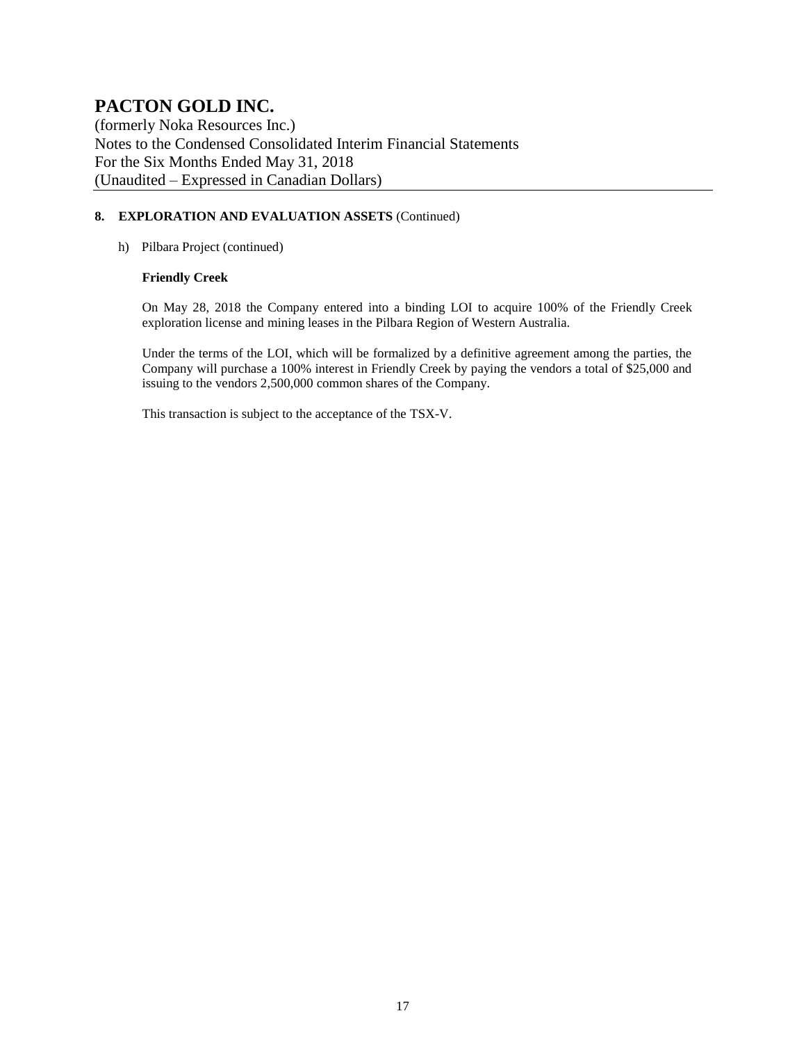## 8. EXPLORATION AND EVALUATION ASSETS (Continued)

h) Pilbara Project (continued)

**Friendly Creek**

On May 28, 2018 the Company entered into a binding LOI to acquire 100% of the Friendly Creek exploration license and mining leases in the Pilbara Region of Western Australia.

Under the terms of the LOI, which will be formalized by a definitive agreement among the parties, the Company will purchase a 100% interest in Friendly Creek by paying the vendors a total of $25,000 and issuing to the vendors 2,500,000 common shares of the Company.

This transaction is subject to the acceptance of the TSX-V.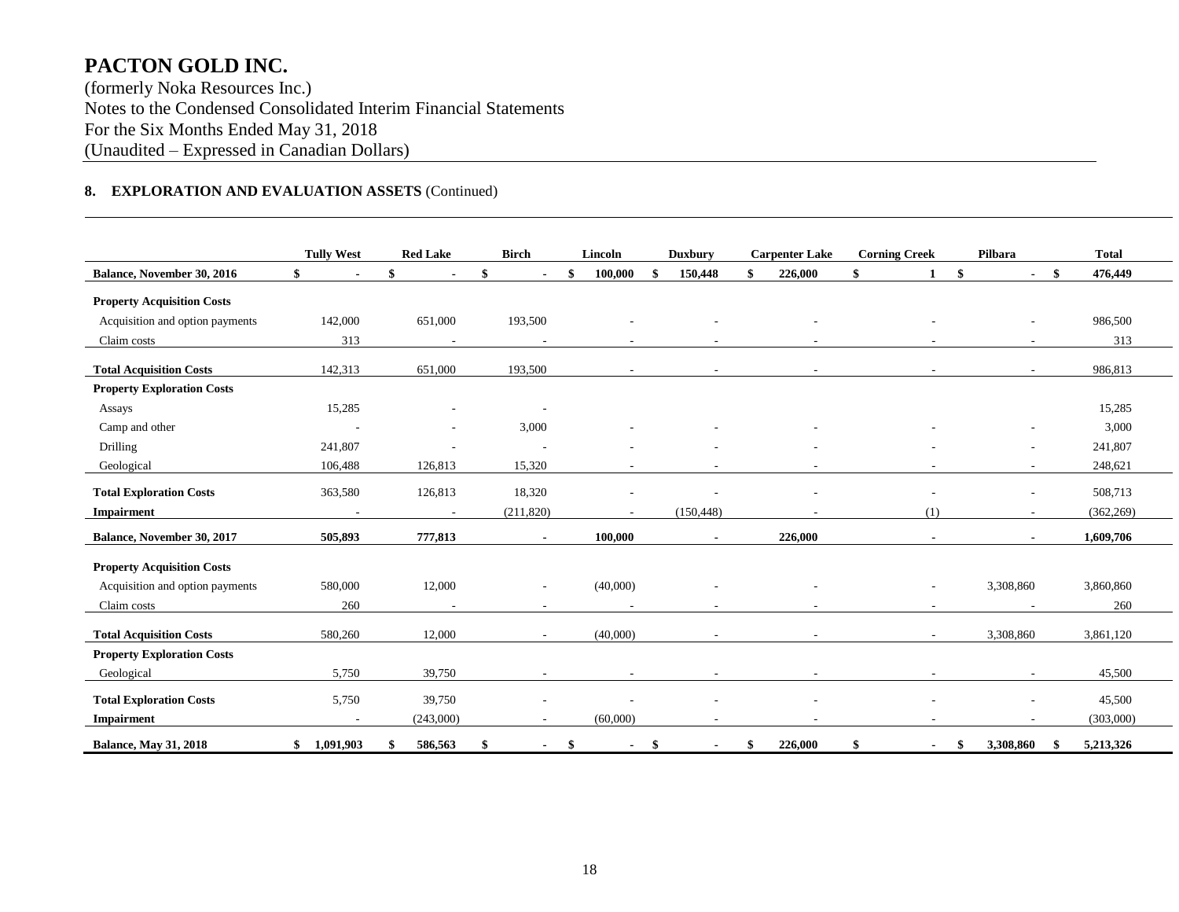# PACTON GOLD INC.

(formerly Noka Resources Inc.)
Notes to the Condensed Consolidated Interim Financial Statements
For the Six Months Ended May 31, 2018
(Unaudited – Expressed in Canadian Dollars)

**8. EXPLORATION AND EVALUATION ASSETS** (Continued)

| | Tully West | Red Lake | Birch | Lincoln | Duxbury | Carpenter Lake | Corning Creek | Pilbara | Total |
|---|---|---|---|---|---|---|---|---|---|
| **Balance, November 30, 2016** | **$ -** | **$ -** | **$ -** | **$ 100,000** | **$ 150,448** | **$ 226,000** | **$ 1** | **$ -** | **$ 476,449** |
| **Property Acquisition Costs** | | | | | | | | | |
| Acquisition and option payments | 142,000 | 651,000 | 193,500 | - | - | - | - | - | 986,500 |
| Claim costs | 313 | - | - | - | - | - | - | - | 313 |
| **Total Acquisition Costs** | 142,313 | 651,000 | 193,500 | - | - | - | - | - | 986,813 |
| **Property Exploration Costs** | | | | | | | | | |
| Assays | 15,285 | - | - | | | | | | 15,285 |
| Camp and other | - | - | 3,000 | - | - | - | - | - | 3,000 |
| Drilling | 241,807 | - | - | - | - | - | - | - | 241,807 |
| Geological | 106,488 | 126,813 | 15,320 | - | - | - | - | - | 248,621 |
| **Total Exploration Costs** | 363,580 | 126,813 | 18,320 | - | - | - | - | - | 508,713 |
| **Impairment** | - | - | (211,820) | - | (150,448) | - | (1) | - | (362,269) |
| **Balance, November 30, 2017** | **505,893** | **777,813** | **-** | **100,000** | **-** | **226,000** | **-** | **-** | **1,609,706** |
| **Property Acquisition Costs** | | | | | | | | | |
| Acquisition and option payments | 580,000 | 12,000 | - | (40,000) | - | - | - | 3,308,860 | 3,860,860 |
| Claim costs | 260 | - | - | - | - | - | - | - | 260 |
| **Total Acquisition Costs** | 580,260 | 12,000 | - | (40,000) | - | - | - | 3,308,860 | 3,861,120 |
| **Property Exploration Costs** | | | | | | | | | |
| Geological | 5,750 | 39,750 | - | - | - | - | - | - | 45,500 |
| **Total Exploration Costs** | 5,750 | 39,750 | - | - | - | - | - | - | 45,500 |
| **Impairment** | - | (243,000) | - | (60,000) | - | - | - | - | (303,000) |
| **Balance, May 31, 2018** | **$ 1,091,903** | **$ 586,563** | **$ -** | **$ -** | **$ -** | **$ 226,000** | **$ -** | **$ 3,308,860** | **$ 5,213,326** |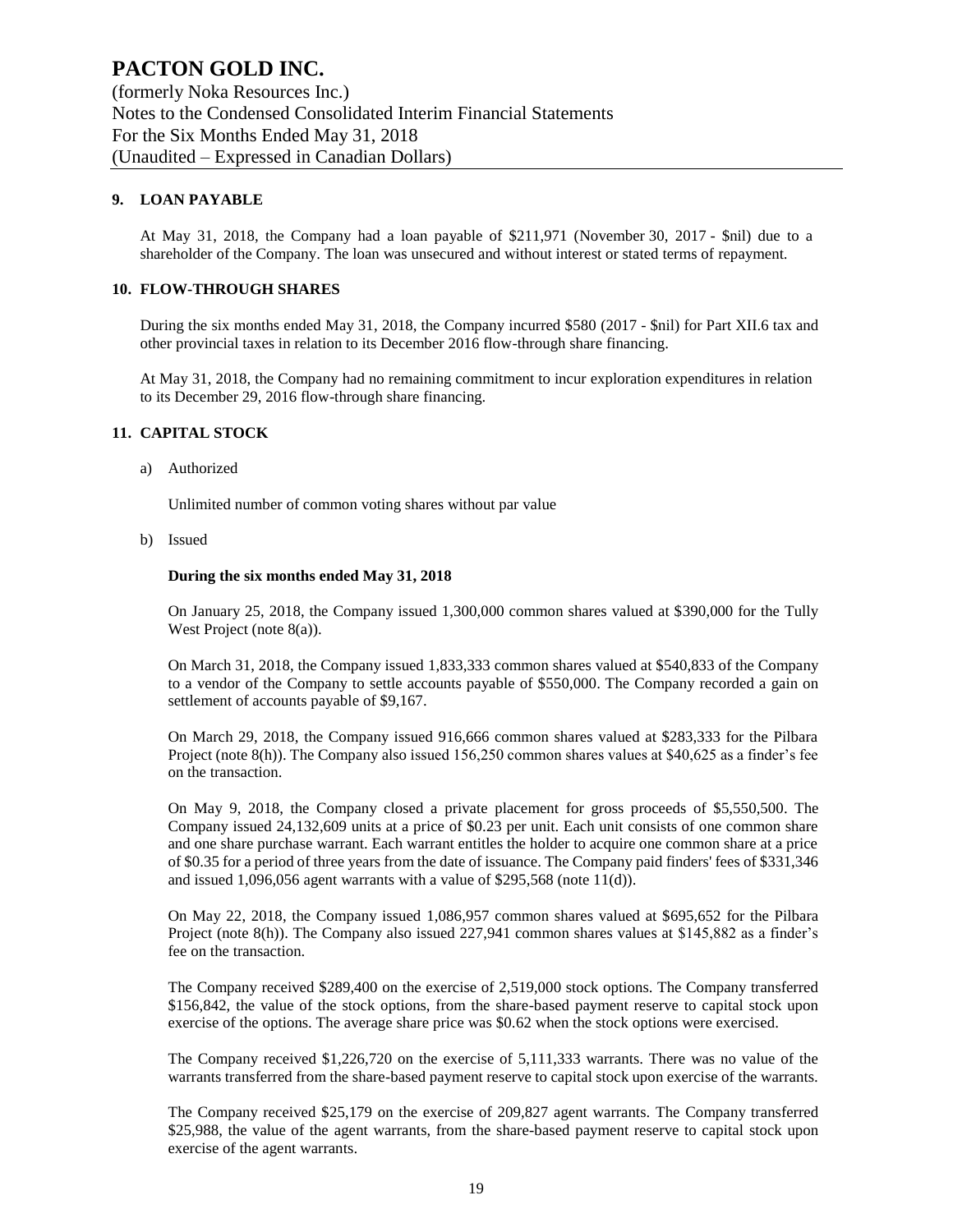## 9. LOAN PAYABLE

At May 31, 2018, the Company had a loan payable of $211,971 (November 30, 2017 - $nil) due to a shareholder of the Company. The loan was unsecured and without interest or stated terms of repayment.

## 10. FLOW-THROUGH SHARES

During the six months ended May 31, 2018, the Company incurred $580 (2017 - $nil) for Part XII.6 tax and other provincial taxes in relation to its December 2016 flow-through share financing.

At May 31, 2018, the Company had no remaining commitment to incur exploration expenditures in relation to its December 29, 2016 flow-through share financing.

## 11. CAPITAL STOCK

a) Authorized

Unlimited number of common voting shares without par value

b) Issued

**During the six months ended May 31, 2018**

On January 25, 2018, the Company issued 1,300,000 common shares valued at $390,000 for the Tully West Project (note 8(a)).

On March 31, 2018, the Company issued 1,833,333 common shares valued at $540,833 of the Company to a vendor of the Company to settle accounts payable of $550,000. The Company recorded a gain on settlement of accounts payable of $9,167.

On March 29, 2018, the Company issued 916,666 common shares valued at $283,333 for the Pilbara Project (note 8(h)). The Company also issued 156,250 common shares values at $40,625 as a finder's fee on the transaction.

On May 9, 2018, the Company closed a private placement for gross proceeds of $5,550,500. The Company issued 24,132,609 units at a price of $0.23 per unit. Each unit consists of one common share and one share purchase warrant. Each warrant entitles the holder to acquire one common share at a price of $0.35 for a period of three years from the date of issuance. The Company paid finders' fees of $331,346 and issued 1,096,056 agent warrants with a value of $295,568 (note 11(d)).

On May 22, 2018, the Company issued 1,086,957 common shares valued at $695,652 for the Pilbara Project (note 8(h)). The Company also issued 227,941 common shares values at $145,882 as a finder's fee on the transaction.

The Company received $289,400 on the exercise of 2,519,000 stock options. The Company transferred $156,842, the value of the stock options, from the share-based payment reserve to capital stock upon exercise of the options. The average share price was $0.62 when the stock options were exercised.

The Company received $1,226,720 on the exercise of 5,111,333 warrants. There was no value of the warrants transferred from the share-based payment reserve to capital stock upon exercise of the warrants.

The Company received $25,179 on the exercise of 209,827 agent warrants. The Company transferred $25,988, the value of the agent warrants, from the share-based payment reserve to capital stock upon exercise of the agent warrants.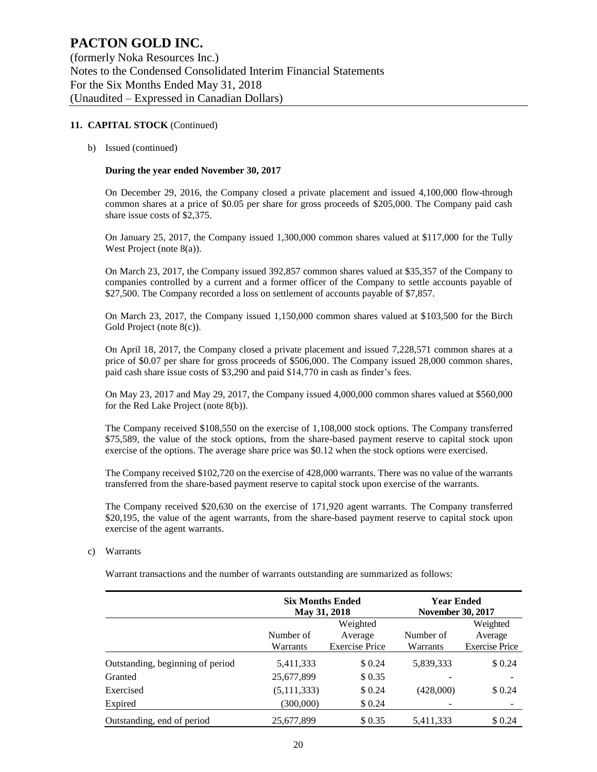# PACTON GOLD INC.

(formerly Noka Resources Inc.)
Notes to the Condensed Consolidated Interim Financial Statements
For the Six Months Ended May 31, 2018
(Unaudited – Expressed in Canadian Dollars)

## 11. CAPITAL STOCK (Continued)

b) Issued (continued)

**During the year ended November 30, 2017**

On December 29, 2016, the Company closed a private placement and issued 4,100,000 flow-through common shares at a price of $0.05 per share for gross proceeds of $205,000. The Company paid cash share issue costs of $2,375.

On January 25, 2017, the Company issued 1,300,000 common shares valued at $117,000 for the Tully West Project (note 8(a)).

On March 23, 2017, the Company issued 392,857 common shares valued at $35,357 of the Company to companies controlled by a current and a former officer of the Company to settle accounts payable of $27,500. The Company recorded a loss on settlement of accounts payable of $7,857.

On March 23, 2017, the Company issued 1,150,000 common shares valued at $103,500 for the Birch Gold Project (note 8(c)).

On April 18, 2017, the Company closed a private placement and issued 7,228,571 common shares at a price of $0.07 per share for gross proceeds of $506,000. The Company issued 28,000 common shares, paid cash share issue costs of $3,290 and paid $14,770 in cash as finder's fees.

On May 23, 2017 and May 29, 2017, the Company issued 4,000,000 common shares valued at $560,000 for the Red Lake Project (note 8(b)).

The Company received $108,550 on the exercise of 1,108,000 stock options. The Company transferred $75,589, the value of the stock options, from the share-based payment reserve to capital stock upon exercise of the options. The average share price was $0.12 when the stock options were exercised.

The Company received $102,720 on the exercise of 428,000 warrants. There was no value of the warrants transferred from the share-based payment reserve to capital stock upon exercise of the warrants.

The Company received $20,630 on the exercise of 171,920 agent warrants. The Company transferred $20,195, the value of the agent warrants, from the share-based payment reserve to capital stock upon exercise of the agent warrants.

c) Warrants

Warrant transactions and the number of warrants outstanding are summarized as follows:

| | Six Months Ended May 31, 2018 | | Year Ended November 30, 2017 | |
|---|---|---|---|---|
| | Number of Warrants | Weighted Average Exercise Price | Number of Warrants | Weighted Average Exercise Price |
| Outstanding, beginning of period | 5,411,333 | $ 0.24 | 5,839,333 | $ 0.24 |
| Granted | 25,677,899 | $ 0.35 | - | - |
| Exercised | (5,111,333) | $ 0.24 | (428,000) | $ 0.24 |
| Expired | (300,000) | $ 0.24 | - | - |
| Outstanding, end of period | 25,677,899 | $ 0.35 | 5,411,333 | $ 0.24 |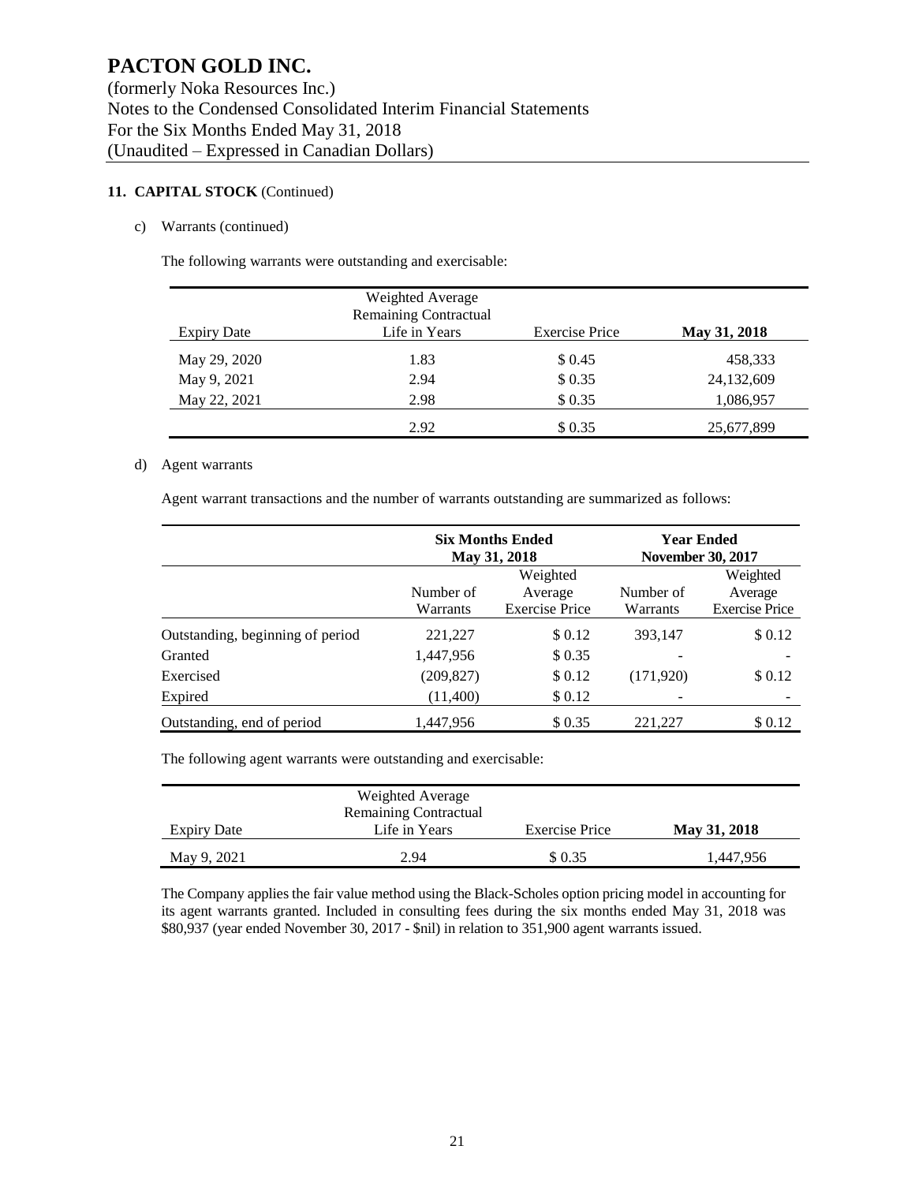# PACTON GOLD INC.

(formerly Noka Resources Inc.)
Notes to the Condensed Consolidated Interim Financial Statements
For the Six Months Ended May 31, 2018
(Unaudited – Expressed in Canadian Dollars)

**11. CAPITAL STOCK** (Continued)

c) Warrants (continued)

The following warrants were outstanding and exercisable:

| Expiry Date | Weighted Average Remaining Contractual Life in Years | Exercise Price | **May 31, 2018** |
|---|---|---|---|
| May 29, 2020 | 1.83 | $ 0.45 | 458,333 |
| May 9, 2021 | 2.94 | $ 0.35 | 24,132,609 |
| May 22, 2021 | 2.98 | $ 0.35 | 1,086,957 |
| | 2.92 | $ 0.35 | 25,677,899 |

d) Agent warrants

Agent warrant transactions and the number of warrants outstanding are summarized as follows:

| | **Six Months Ended May 31, 2018** | | **Year Ended November 30, 2017** | |
|---|---|---|---|---|
| | Number of Warrants | Weighted Average Exercise Price | Number of Warrants | Weighted Average Exercise Price |
| Outstanding, beginning of period | 221,227 | $ 0.12 | 393,147 | $ 0.12 |
| Granted | 1,447,956 | $ 0.35 | - | - |
| Exercised | (209,827) | $ 0.12 | (171,920) | $ 0.12 |
| Expired | (11,400) | $ 0.12 | - | - |
| Outstanding, end of period | 1,447,956 | $ 0.35 | 221,227 | $ 0.12 |

The following agent warrants were outstanding and exercisable:

| Expiry Date | Weighted Average Remaining Contractual Life in Years | Exercise Price | **May 31, 2018** |
|---|---|---|---|
| May 9, 2021 | 2.94 | $ 0.35 | 1,447,956 |

The Company applies the fair value method using the Black-Scholes option pricing model in accounting for its agent warrants granted. Included in consulting fees during the six months ended May 31, 2018 was $80,937 (year ended November 30, 2017 - $nil) in relation to 351,900 agent warrants issued.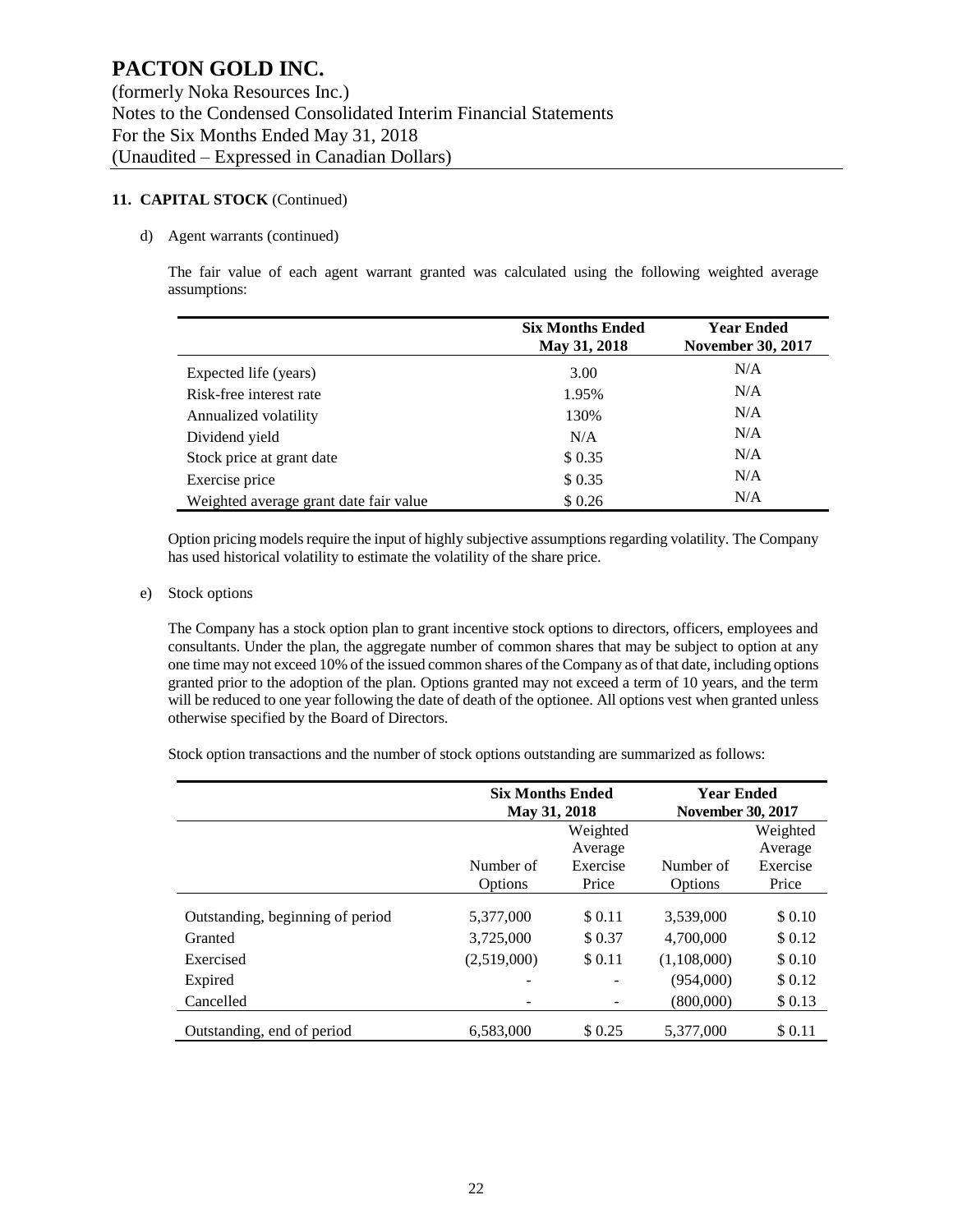# PACTON GOLD INC.

(formerly Noka Resources Inc.)
Notes to the Condensed Consolidated Interim Financial Statements
For the Six Months Ended May 31, 2018
(Unaudited – Expressed in Canadian Dollars)

**11. CAPITAL STOCK** (Continued)

d) Agent warrants (continued)

The fair value of each agent warrant granted was calculated using the following weighted average assumptions:

| | Six Months Ended May 31, 2018 | Year Ended November 30, 2017 |
|---|---|---|
| Expected life (years) | 3.00 | N/A |
| Risk-free interest rate | 1.95% | N/A |
| Annualized volatility | 130% | N/A |
| Dividend yield | N/A | N/A |
| Stock price at grant date | $ 0.35 | N/A |
| Exercise price | $ 0.35 | N/A |
| Weighted average grant date fair value | $ 0.26 | N/A |

Option pricing models require the input of highly subjective assumptions regarding volatility. The Company has used historical volatility to estimate the volatility of the share price.

e) Stock options

The Company has a stock option plan to grant incentive stock options to directors, officers, employees and consultants. Under the plan, the aggregate number of common shares that may be subject to option at any one time may not exceed 10% of the issued common shares of the Company as of that date, including options granted prior to the adoption of the plan. Options granted may not exceed a term of 10 years, and the term will be reduced to one year following the date of death of the optionee. All options vest when granted unless otherwise specified by the Board of Directors.

Stock option transactions and the number of stock options outstanding are summarized as follows:

| | Six Months Ended May 31, 2018 | | Year Ended November 30, 2017 | |
|---|---|---|---|---|
| | Number of Options | Weighted Average Exercise Price | Number of Options | Weighted Average Exercise Price |
| Outstanding, beginning of period | 5,377,000 | $ 0.11 | 3,539,000 | $ 0.10 |
| Granted | 3,725,000 | $ 0.37 | 4,700,000 | $ 0.12 |
| Exercised | (2,519,000) | $ 0.11 | (1,108,000) | $ 0.10 |
| Expired | - | - | (954,000) | $ 0.12 |
| Cancelled | - | - | (800,000) | $ 0.13 |
| Outstanding, end of period | 6,583,000 | $ 0.25 | 5,377,000 | $ 0.11 |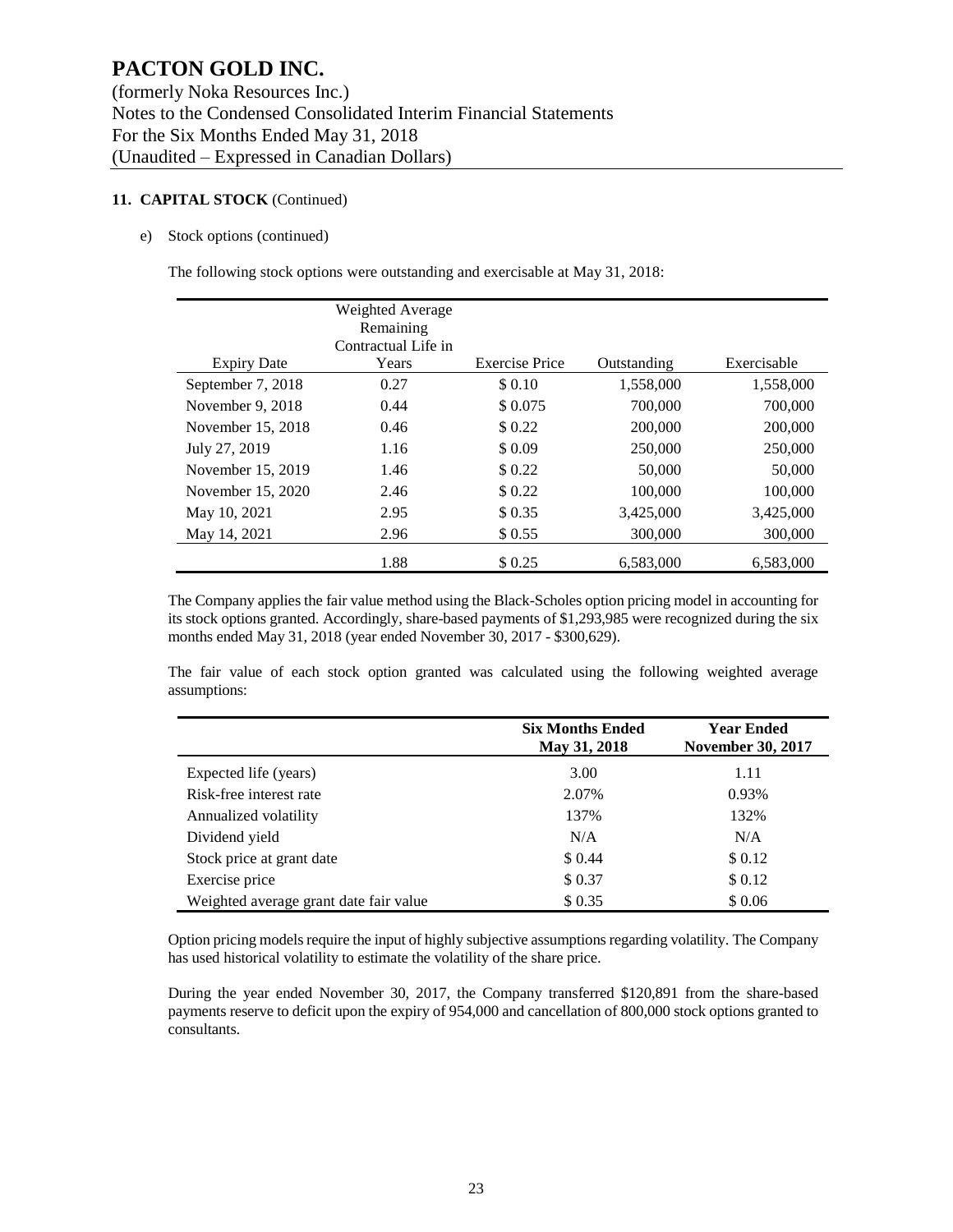# PACTON GOLD INC.

(formerly Noka Resources Inc.)
Notes to the Condensed Consolidated Interim Financial Statements
For the Six Months Ended May 31, 2018
(Unaudited – Expressed in Canadian Dollars)

**11. CAPITAL STOCK** (Continued)

e) Stock options (continued)

The following stock options were outstanding and exercisable at May 31, 2018:

| Expiry Date | Weighted Average Remaining Contractual Life in Years | Exercise Price | Outstanding | Exercisable |
|---|---|---|---|---|
| September 7, 2018 | 0.27 | $ 0.10 | 1,558,000 | 1,558,000 |
| November 9, 2018 | 0.44 | $ 0.075 | 700,000 | 700,000 |
| November 15, 2018 | 0.46 | $ 0.22 | 200,000 | 200,000 |
| July 27, 2019 | 1.16 | $ 0.09 | 250,000 | 250,000 |
| November 15, 2019 | 1.46 | $ 0.22 | 50,000 | 50,000 |
| November 15, 2020 | 2.46 | $ 0.22 | 100,000 | 100,000 |
| May 10, 2021 | 2.95 | $ 0.35 | 3,425,000 | 3,425,000 |
| May 14, 2021 | 2.96 | $ 0.55 | 300,000 | 300,000 |
| | 1.88 | $ 0.25 | 6,583,000 | 6,583,000 |

The Company applies the fair value method using the Black-Scholes option pricing model in accounting for its stock options granted. Accordingly, share-based payments of $1,293,985 were recognized during the six months ended May 31, 2018 (year ended November 30, 2017 - $300,629).

The fair value of each stock option granted was calculated using the following weighted average assumptions:

| | Six Months Ended May 31, 2018 | Year Ended November 30, 2017 |
|---|---|---|
| Expected life (years) | 3.00 | 1.11 |
| Risk-free interest rate | 2.07% | 0.93% |
| Annualized volatility | 137% | 132% |
| Dividend yield | N/A | N/A |
| Stock price at grant date | $ 0.44 | $ 0.12 |
| Exercise price | $ 0.37 | $ 0.12 |
| Weighted average grant date fair value | $ 0.35 | $ 0.06 |

Option pricing models require the input of highly subjective assumptions regarding volatility. The Company has used historical volatility to estimate the volatility of the share price.

During the year ended November 30, 2017, the Company transferred $120,891 from the share-based payments reserve to deficit upon the expiry of 954,000 and cancellation of 800,000 stock options granted to consultants.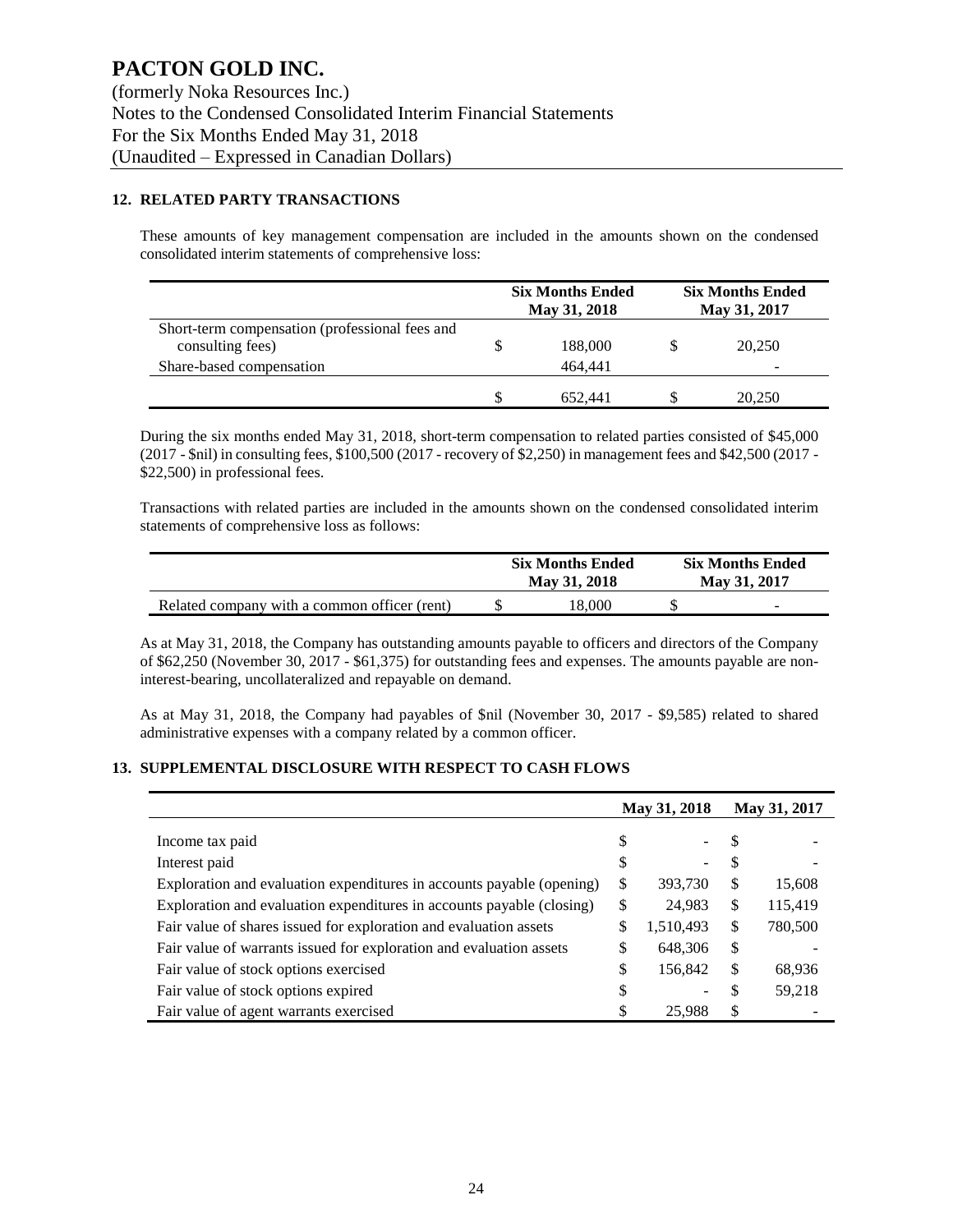## 12. RELATED PARTY TRANSACTIONS

These amounts of key management compensation are included in the amounts shown on the condensed consolidated interim statements of comprehensive loss:

| | Six Months Ended May 31, 2018 | Six Months Ended May 31, 2017 |
|---|---|---|
| Short-term compensation (professional fees and consulting fees) | $ 188,000 | $ 20,250 |
| Share-based compensation | 464,441 | - |
| | $ 652,441 | $ 20,250 |

During the six months ended May 31, 2018, short-term compensation to related parties consisted of $45,000 (2017 - $nil) in consulting fees, $100,500 (2017 - recovery of $2,250) in management fees and $42,500 (2017 - $22,500) in professional fees.

Transactions with related parties are included in the amounts shown on the condensed consolidated interim statements of comprehensive loss as follows:

| | Six Months Ended May 31, 2018 | Six Months Ended May 31, 2017 |
|---|---|---|
| Related company with a common officer (rent) | $ 18,000 | $ - |

As at May 31, 2018, the Company has outstanding amounts payable to officers and directors of the Company of $62,250 (November 30, 2017 - $61,375) for outstanding fees and expenses. The amounts payable are non-interest-bearing, uncollateralized and repayable on demand.

As at May 31, 2018, the Company had payables of $nil (November 30, 2017 - $9,585) related to shared administrative expenses with a company related by a common officer.

## 13. SUPPLEMENTAL DISCLOSURE WITH RESPECT TO CASH FLOWS

| | May 31, 2018 | May 31, 2017 |
|---|---|---|
| Income tax paid | $ - | $ - |
| Interest paid | $ - | $ - |
| Exploration and evaluation expenditures in accounts payable (opening) | $ 393,730 | $ 15,608 |
| Exploration and evaluation expenditures in accounts payable (closing) | $ 24,983 | $ 115,419 |
| Fair value of shares issued for exploration and evaluation assets | $ 1,510,493 | $ 780,500 |
| Fair value of warrants issued for exploration and evaluation assets | $ 648,306 | $ - |
| Fair value of stock options exercised | $ 156,842 | $ 68,936 |
| Fair value of stock options expired | $ - | $ 59,218 |
| Fair value of agent warrants exercised | $ 25,988 | $ - |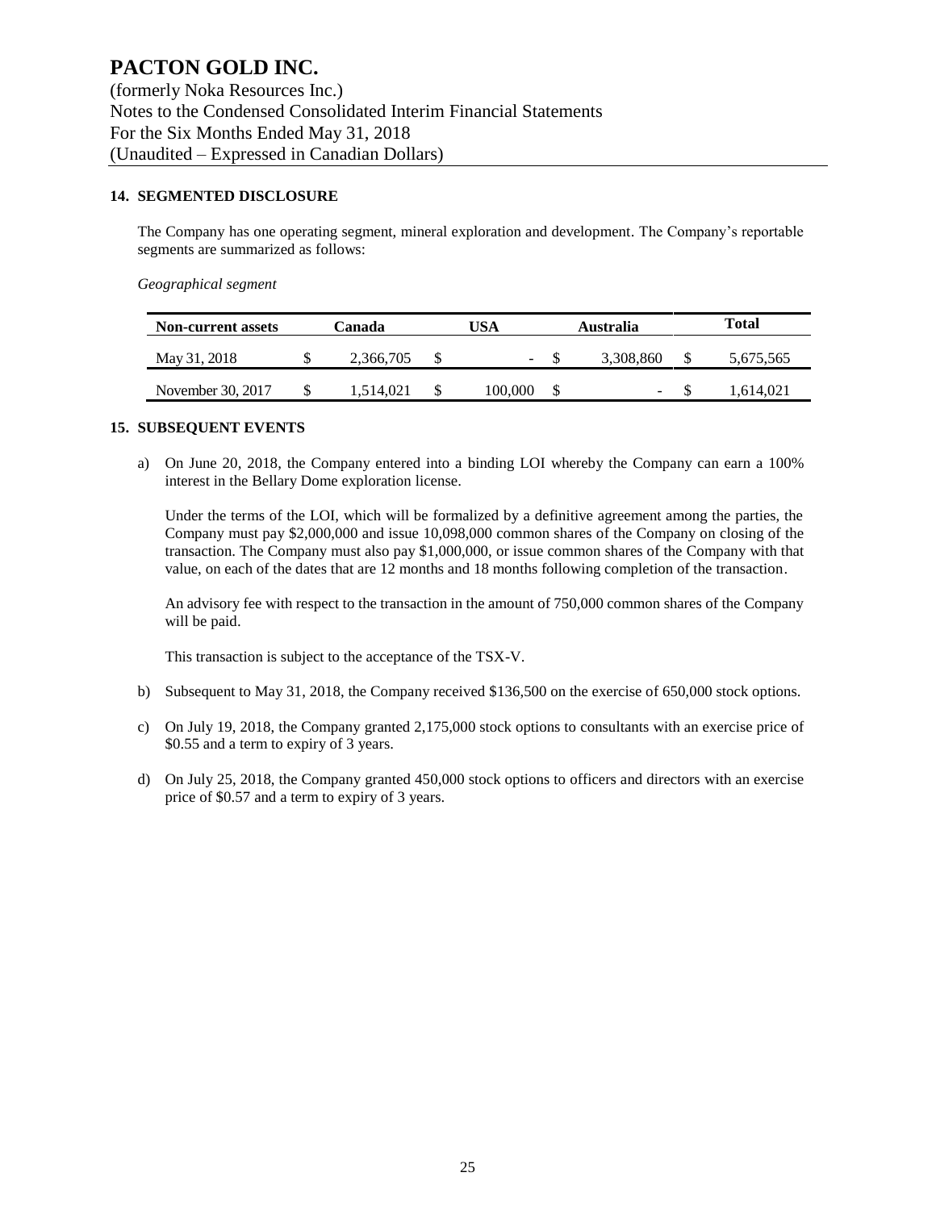# PACTON GOLD INC.

(formerly Noka Resources Inc.)
Notes to the Condensed Consolidated Interim Financial Statements
For the Six Months Ended May 31, 2018
(Unaudited – Expressed in Canadian Dollars)

## 14. SEGMENTED DISCLOSURE

The Company has one operating segment, mineral exploration and development. The Company's reportable segments are summarized as follows:

*Geographical segment*

| Non-current assets | Canada | USA | Australia | Total |
|---|---|---|---|---|
| May 31, 2018 | $ 2,366,705 | $ - | $ 3,308,860 | $ 5,675,565 |
| November 30, 2017 | $ 1,514,021 | $ 100,000 | $ - | $ 1,614,021 |

## 15. SUBSEQUENT EVENTS

a) On June 20, 2018, the Company entered into a binding LOI whereby the Company can earn a 100% interest in the Bellary Dome exploration license.

   Under the terms of the LOI, which will be formalized by a definitive agreement among the parties, the Company must pay $2,000,000 and issue 10,098,000 common shares of the Company on closing of the transaction. The Company must also pay $1,000,000, or issue common shares of the Company with that value, on each of the dates that are 12 months and 18 months following completion of the transaction.

   An advisory fee with respect to the transaction in the amount of 750,000 common shares of the Company will be paid.

   This transaction is subject to the acceptance of the TSX-V.

b) Subsequent to May 31, 2018, the Company received $136,500 on the exercise of 650,000 stock options.

c) On July 19, 2018, the Company granted 2,175,000 stock options to consultants with an exercise price of $0.55 and a term to expiry of 3 years.

d) On July 25, 2018, the Company granted 450,000 stock options to officers and directors with an exercise price of $0.57 and a term to expiry of 3 years.